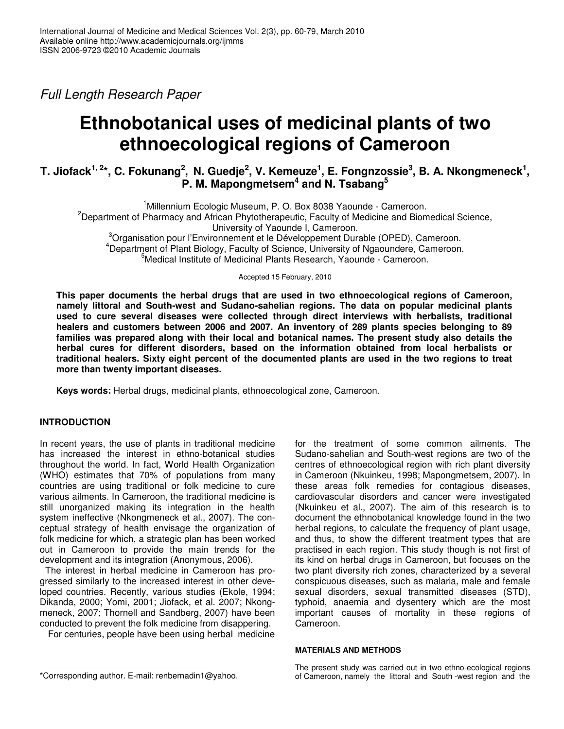Full Length Research Paper

# Ethnobotanical uses of medicinal plants of two ethnoecological regions of Cameroon

**T. Jiofack[1, 2]*, C. Fokunang[2], N. Guedje[2], V. Kemeuze[1], E. Fongnzossie[3], B. A. Nkongmeneck[1], P. M. Mapongmetsem[4] and N. Tsabang[5]**

[1]Millennium Ecologic Museum, P. O. Box 8038 Yaounde - Cameroon.
[2]Department of Pharmacy and African Phytotherapeutic, Faculty of Medicine and Biomedical Science, University of Yaounde I, Cameroon.
[3]Organisation pour l'Environnement et le Développement Durable (OPED), Cameroon.
[4]Department of Plant Biology, Faculty of Science, University of Ngaoundere, Cameroon.
[5]Medical Institute of Medicinal Plants Research, Yaounde - Cameroon.

Accepted 15 February, 2010

**This paper documents the herbal drugs that are used in two ethnoecological regions of Cameroon, namely littoral and South-west and Sudano-sahelian regions. The data on popular medicinal plants used to cure several diseases were collected through direct interviews with herbalists, traditional healers and customers between 2006 and 2007. An inventory of 289 plants species belonging to 89 families was prepared along with their local and botanical names. The present study also details the herbal cures for different disorders, based on the information obtained from local herbalists or traditional healers. Sixty eight percent of the documented plants are used in the two regions to treat more than twenty important diseases.**

**Keys words:** Herbal drugs, medicinal plants, ethnoecological zone, Cameroon.

## INTRODUCTION

In recent years, the use of plants in traditional medicine has increased the interest in ethno-botanical studies throughout the world. In fact, World Health Organization (WHO) estimates that 70% of populations from many countries are using traditional or folk medicine to cure various ailments. In Cameroon, the traditional medicine is still unorganized making its integration in the health system ineffective (Nkongmeneck et al., 2007). The conceptual strategy of health envisage the organization of folk medicine for which, a strategic plan has been worked out in Cameroon to provide the main trends for the development and its integration (Anonymous, 2006).

The interest in herbal medicine in Cameroon has progressed similarly to the increased interest in other developed countries. Recently, various studies (Ekole, 1994; Dikanda, 2000; Yomi, 2001; Jiofack, et al. 2007; Nkongmeneck, 2007; Thornell and Sandberg, 2007) have been conducted to prevent the folk medicine from disappering.

For centuries, people have been using herbal medicine for the treatment of some common ailments. The Sudano-sahelian and South-west regions are two of the centres of ethnoecological region with rich plant diversity in Cameroon (Nkuinkeu, 1998; Mapongmetsem, 2007). In these areas folk remedies for contagious diseases, cardiovascular disorders and cancer were investigated (Nkuinkeu et al., 2007). The aim of this research is to document the ethnobotanical knowledge found in the two herbal regions, to calculate the frequency of plant usage, and thus, to show the different treatment types that are practised in each region. This study though is not first of its kind on herbal drugs in Cameroon, but focuses on the two plant diversity rich zones, characterized by a several conspicuous diseases, such as malaria, male and female sexual disorders, sexual transmitted diseases (STD), typhoid, anaemia and dysentery which are the most important causes of mortality in these regions of Cameroon.

### MATERIALS AND METHODS

The present study was carried out in two ethno-ecological regions of Cameroon, namely the littoral and South -west region and the

*Corresponding author. E-mail: renbernadin1@yahoo.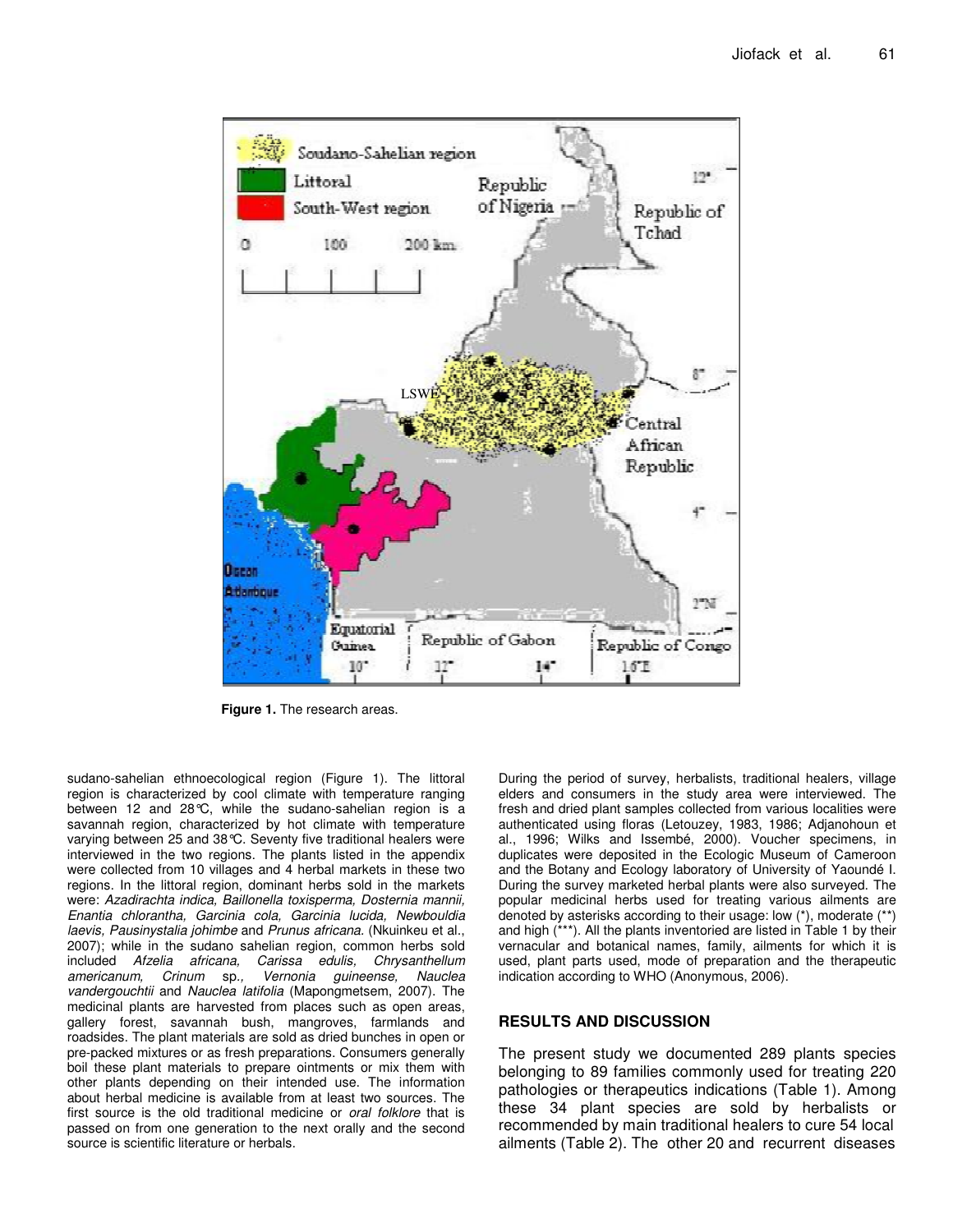Figure 1. The research areas.

sudano-sahelian ethnoecological region (Figure 1). The littoral region is characterized by cool climate with temperature ranging between 12 and 28°C, while the sudano-sahelian region is a savannah region, characterized by hot climate with temperature varying between 25 and 38°C. Seventy five traditional healers were interviewed in the two regions. The plants listed in the appendix were collected from 10 villages and 4 herbal markets in these two regions. In the littoral region, dominant herbs sold in the markets were: *Azadirachta indica, Baillonella toxisperma, Dosternia mannii, Enantia chlorantha, Garcinia cola, Garcinia lucida, Newbouldia laevis, Pausinystalia johimbe* and *Prunus africana.* (Nkuinkeu et al., 2007); while in the sudano sahelian region, common herbs sold included *Afzelia africana, Carissa edulis, Chrysanthellum americanum, Crinum* sp.*, Vernonia guineense, Nauclea vandergouchtii* and *Nauclea latifolia* (Mapongmetsem, 2007). The medicinal plants are harvested from places such as open areas, gallery forest, savannah bush, mangroves, farmlands and roadsides. The plant materials are sold as dried bunches in open or pre-packed mixtures or as fresh preparations. Consumers generally boil these plant materials to prepare ointments or mix them with other plants depending on their intended use. The information about herbal medicine is available from at least two sources. The first source is the old traditional medicine or *oral folklore* that is passed on from one generation to the next orally and the second source is scientific literature or herbals.

During the period of survey, herbalists, traditional healers, village elders and consumers in the study area were interviewed. The fresh and dried plant samples collected from various localities were authenticated using floras (Letouzey, 1983, 1986; Adjanohoun et al., 1996; Wilks and Issembé, 2000). Voucher specimens, in duplicates were deposited in the Ecologic Museum of Cameroon and the Botany and Ecology laboratory of University of Yaoundé I. During the survey marketed herbal plants were also surveyed. The popular medicinal herbs used for treating various ailments are denoted by asterisks according to their usage: low (*), moderate (**) and high (***). All the plants inventoried are listed in Table 1 by their vernacular and botanical names, family, ailments for which it is used, plant parts used, mode of preparation and the therapeutic indication according to WHO (Anonymous, 2006).

## RESULTS AND DISCUSSION

The present study we documented 289 plants species belonging to 89 families commonly used for treating 220 pathologies or therapeutics indications (Table 1). Among these 34 plant species are sold by herbalists or recommended by main traditional healers to cure 54 local ailments (Table 2). The other 20 and recurrent diseases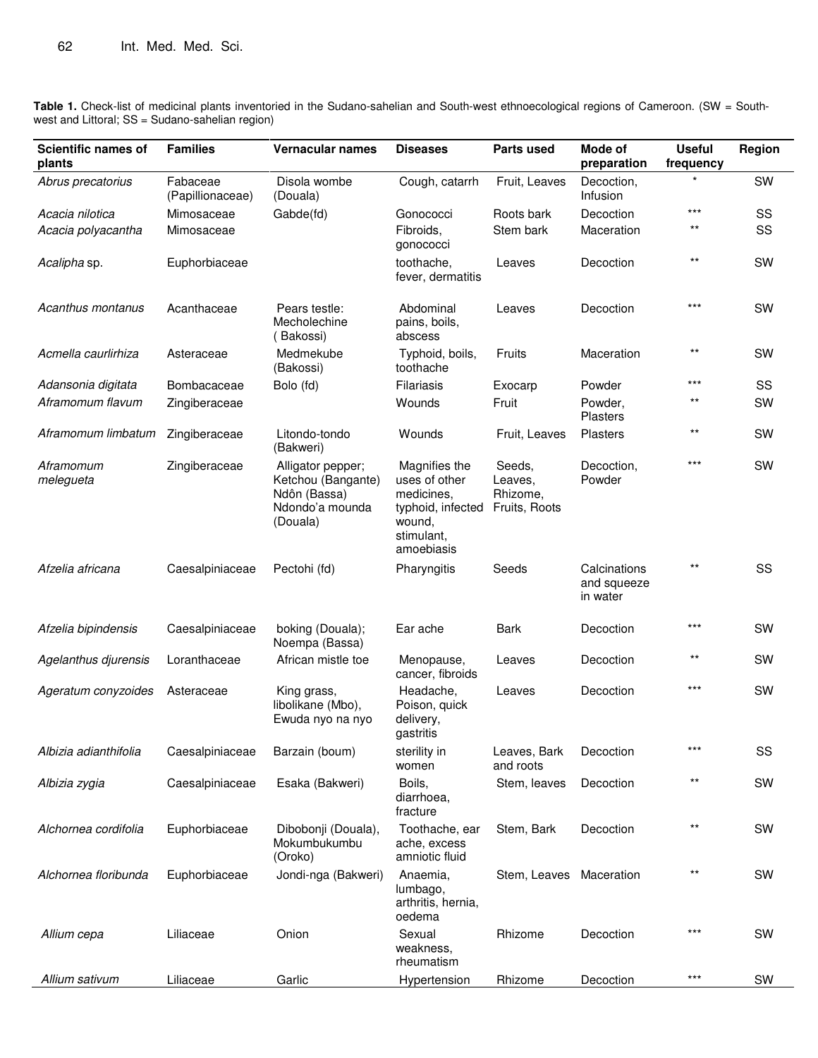**Table 1.** Check-list of medicinal plants inventoried in the Sudano-sahelian and South-west ethnoecological regions of Cameroon. (SW = South-west and Littoral; SS = Sudano-sahelian region)

| Scientific names of plants | Families | Vernacular names | Diseases | Parts used | Mode of preparation | Useful frequency | Region |
|---|---|---|---|---|---|---|---|
| *Abrus precatorius* | Fabaceae (Papillionaceae) | Disola wombe (Douala) | Cough, catarrh | Fruit, Leaves | Decoction, Infusion | * | SW |
| *Acacia nilotica* | Mimosaceae | Gabde(fd) | Gonococci | Roots bark | Decoction | *** | SS |
| *Acacia polyacantha* | Mimosaceae | | Fibroids, gonococci | Stem bark | Maceration | ** | SS |
| *Acalipha* sp. | Euphorbiaceae | | toothache, fever, dermatitis | Leaves | Decoction | ** | SW |
| *Acanthus montanus* | Acanthaceae | Pears testle: Mecholechine ( Bakossi) | Abdominal pains, boils, abscess | Leaves | Decoction | *** | SW |
| *Acmella caurlirhiza* | Asteraceae | Medmekube (Bakossi) | Typhoid, boils, toothache | Fruits | Maceration | ** | SW |
| *Adansonia digitata* | Bombacaceae | Bolo (fd) | Filariasis | Exocarp | Powder | *** | SS |
| *Aframomum flavum* | Zingiberaceae | | Wounds | Fruit | Powder, Plasters | ** | SW |
| *Aframomum limbatum* | Zingiberaceae | Litondo-tondo (Bakweri) | Wounds | Fruit, Leaves | Plasters | ** | SW |
| *Aframomum melegueta* | Zingiberaceae | Alligator pepper; Ketchou (Bangante) Ndôn (Bassa) Ndondo'a mounda (Douala) | Magnifies the uses of other medicines, typhoid, infected wound, stimulant, amoebiasis | Seeds, Leaves, Rhizome, Fruits, Roots | Decoction, Powder | *** | SW |
| *Afzelia africana* | Caesalpiniaceae | Pectohi (fd) | Pharyngitis | Seeds | Calcinations and squeeze in water | ** | SS |
| *Afzelia bipindensis* | Caesalpiniaceae | boking (Douala); Noempa (Bassa) | Ear ache | Bark | Decoction | *** | SW |
| *Agelanthus djurensis* | Loranthaceae | African mistle toe | Menopause, cancer, fibroids | Leaves | Decoction | ** | SW |
| *Ageratum conyzoides* | Asteraceae | King grass, libolikane (Mbo), Ewuda nyo na nyo | Headache, Poison, quick delivery, gastritis | Leaves | Decoction | *** | SW |
| *Albizia adianthifolia* | Caesalpiniaceae | Barzain (boum) | sterility in women | Leaves, Bark and roots | Decoction | *** | SS |
| *Albizia zygia* | Caesalpiniaceae | Esaka (Bakweri) | Boils, diarrhoea, fracture | Stem, leaves | Decoction | ** | SW |
| *Alchornea cordifolia* | Euphorbiaceae | Dibobonji (Douala), Mokumbukumbu (Oroko) | Toothache, ear ache, excess amniotic fluid | Stem, Bark | Decoction | ** | SW |
| *Alchornea floribunda* | Euphorbiaceae | Jondi-nga (Bakweri) | Anaemia, lumbago, arthritis, hernia, oedema | Stem, Leaves | Maceration | ** | SW |
| *Allium cepa* | Liliaceae | Onion | Sexual weakness, rheumatism | Rhizome | Decoction | *** | SW |
| *Allium sativum* | Liliaceae | Garlic | Hypertension | Rhizome | Decoction | *** | SW |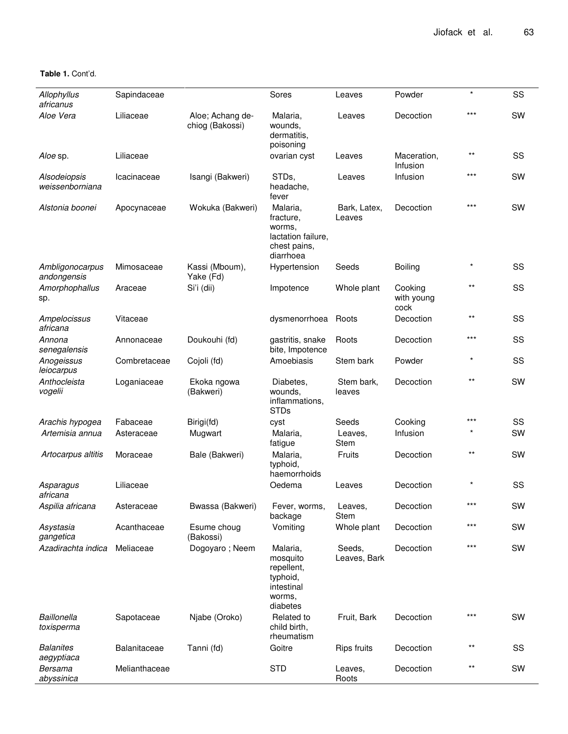**Table 1.** Cont'd.

| | | | | | | | |
|---|---|---|---|---|---|---|---|
| *Allophyllus africanus* | Sapindaceae | | Sores | Leaves | Powder | * | SS |
| *Aloe Vera* | Liliaceae | Aloe; Achang de-chiog (Bakossi) | Malaria, wounds, dermatitis, poisoning | Leaves | Decoction | *** | SW |
| *Aloe* sp. | Liliaceae | | ovarian cyst | Leaves | Maceration, Infusion | ** | SS |
| *Alsodeiopsis weissenborniana* | Icacinaceae | Isangi (Bakweri) | STDs, headache, fever | Leaves | Infusion | *** | SW |
| *Alstonia boonei* | Apocynaceae | Wokuka (Bakweri) | Malaria, fracture, worms, lactation failure, chest pains, diarrhoea | Bark, Latex, Leaves | Decoction | *** | SW |
| *Ambligonocarpus andongensis* | Mimosaceae | Kassi (Mboum), Yake (Fd) | Hypertension | Seeds | Boiling | * | SS |
| *Amorphophallus* sp. | Araceae | Si'i (dii) | Impotence | Whole plant | Cooking with young cock | ** | SS |
| *Ampelocissus africana* | Vitaceae | | dysmenorrhoea | Roots | Decoction | ** | SS |
| *Annona senegalensis* | Annonaceae | Doukouhi (fd) | gastritis, snake bite, Impotence | Roots | Decoction | *** | SS |
| *Anogeissus leiocarpus* | Combretaceae | Cojoli (fd) | Amoebiasis | Stem bark | Powder | * | SS |
| *Anthocleista vogelii* | Loganiaceae | Ekoka ngowa (Bakweri) | Diabetes, wounds, inflammations, STDs | Stem bark, leaves | Decoction | ** | SW |
| *Arachis hypogea* | Fabaceae | Birigi(fd) | cyst | Seeds | Cooking | *** | SS |
| *Artemisia annua* | Asteraceae | Mugwart | Malaria, fatigue | Leaves, Stem | Infusion | * | SW |
| *Artocarpus altitis* | Moraceae | Bale (Bakweri) | Malaria, typhoid, haemorrhoids | Fruits | Decoction | ** | SW |
| *Asparagus africana* | Liliaceae | | Oedema | Leaves | Decoction | * | SS |
| *Aspilia africana* | Asteraceae | Bwassa (Bakweri) | Fever, worms, backage | Leaves, Stem | Decoction | *** | SW |
| *Asystasia gangetica* | Acanthaceae | Esume choug (Bakossi) | Vomiting | Whole plant | Decoction | *** | SW |
| *Azadirachta indica* | Meliaceae | Dogoyaro ; Neem | Malaria, mosquito repellent, typhoid, intestinal worms, diabetes | Seeds, Leaves, Bark | Decoction | *** | SW |
| *Baillonella toxisperma* | Sapotaceae | Njabe (Oroko) | Related to child birth, rheumatism | Fruit, Bark | Decoction | *** | SW |
| *Balanites aegyptiaca* | Balanitaceae | Tanni (fd) | Goitre | Rips fruits | Decoction | ** | SS |
| *Bersama abyssinica* | Melianthaceae | | STD | Leaves, Roots | Decoction | ** | SW |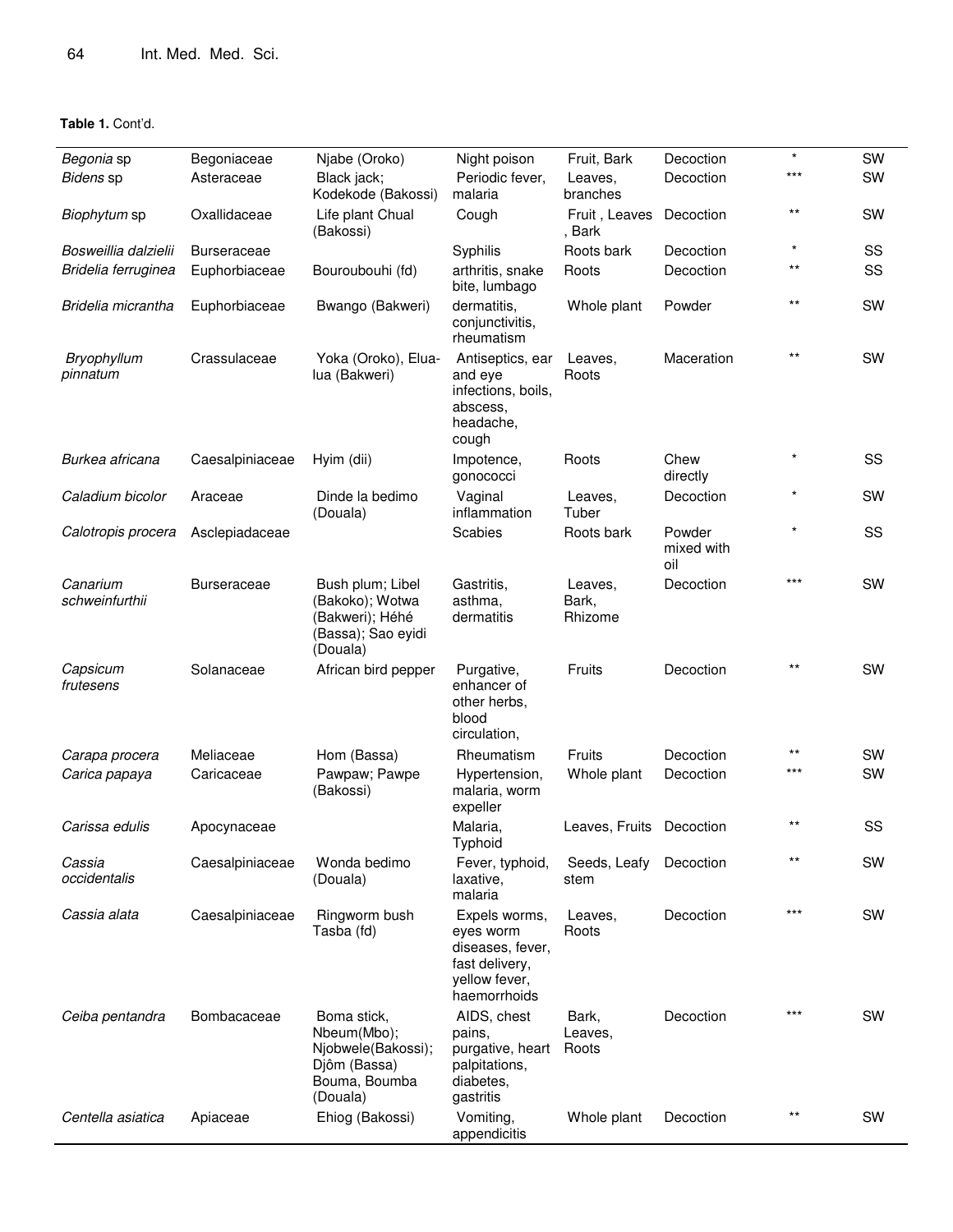**Table 1.** Cont'd.

| | | | | | | | |
|---|---|---|---|---|---|---|---|
| *Begonia* sp | Begoniaceae | Njabe (Oroko) | Night poison | Fruit, Bark | Decoction | * | SW |
| *Bidens* sp | Asteraceae | Black jack; Kodekode (Bakossi) | Periodic fever, malaria | Leaves, branches | Decoction | *** | SW |
| *Biophytum* sp | Oxallidaceae | Life plant Chual (Bakossi) | Cough | Fruit , Leaves , Bark | Decoction | ** | SW |
| *Bosweillia dalzielii* | Burseraceae | | Syphilis | Roots bark | Decoction | * | SS |
| *Bridelia ferruginea* | Euphorbiaceae | Bouroubouhi (fd) | arthritis, snake bite, lumbago | Roots | Decoction | ** | SS |
| *Bridelia micrantha* | Euphorbiaceae | Bwango (Bakweri) | dermatitis, conjunctivitis, rheumatism | Whole plant | Powder | ** | SW |
| *Bryophyllum pinnatum* | Crassulaceae | Yoka (Oroko), Elua-lua (Bakweri) | Antiseptics, ear and eye infections, boils, abscess, headache, cough | Leaves, Roots | Maceration | ** | SW |
| *Burkea africana* | Caesalpiniaceae | Hyim (dii) | Impotence, gonococci | Roots | Chew directly | * | SS |
| *Caladium bicolor* | Araceae | Dinde la bedimo (Douala) | Vaginal inflammation | Leaves, Tuber | Decoction | * | SW |
| *Calotropis procera* | Asclepiadaceae | | Scabies | Roots bark | Powder mixed with oil | * | SS |
| *Canarium schweinfurthii* | Burseraceae | Bush plum; Libel (Bakoko); Wotwa (Bakweri); Héhé (Bassa); Sao eyidi (Douala) | Gastritis, asthma, dermatitis | Leaves, Bark, Rhizome | Decoction | *** | SW |
| *Capsicum frutesens* | Solanaceae | African bird pepper | Purgative, enhancer of other herbs, blood circulation, | Fruits | Decoction | ** | SW |
| *Carapa procera* | Meliaceae | Hom (Bassa) | Rheumatism | Fruits | Decoction | ** | SW |
| *Carica papaya* | Caricaceae | Pawpaw; Pawpe (Bakossi) | Hypertension, malaria, worm expeller | Whole plant | Decoction | *** | SW |
| *Carissa edulis* | Apocynaceae | | Malaria, Typhoid | Leaves, Fruits | Decoction | ** | SS |
| *Cassia occidentalis* | Caesalpiniaceae | Wonda bedimo (Douala) | Fever, typhoid, laxative, malaria | Seeds, Leafy stem | Decoction | ** | SW |
| *Cassia alata* | Caesalpiniaceae | Ringworm bush Tasba (fd) | Expels worms, eyes worm diseases, fever, fast delivery, yellow fever, haemorrhoids | Leaves, Roots | Decoction | *** | SW |
| *Ceiba pentandra* | Bombacaceae | Boma stick, Nbeum(Mbo); Njobwele(Bakossi); Djôm (Bassa) Bouma, Boumba (Douala) | AIDS, chest pains, purgative, heart palpitations, diabetes, gastritis | Bark, Leaves, Roots | Decoction | *** | SW |
| *Centella asiatica* | Apiaceae | Ehiog (Bakossi) | Vomiting, appendicitis | Whole plant | Decoction | ** | SW |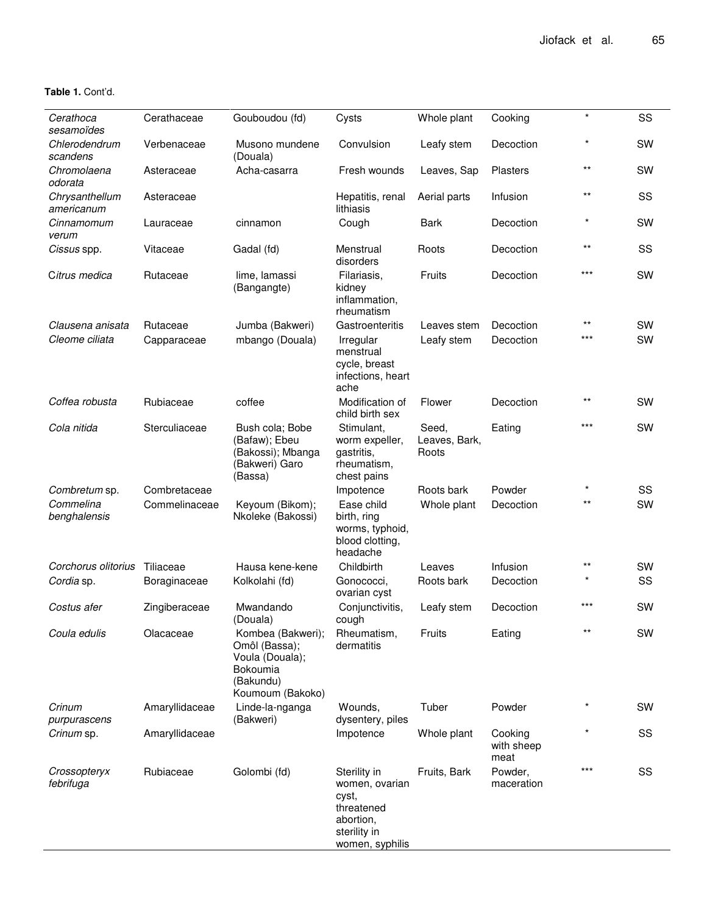**Table 1.** Cont'd.

| | | | | | | | |
|---|---|---|---|---|---|---|---|
| *Cerathoca sesamoïdes* | Cerathaceae | Gouboudou (fd) | Cysts | Whole plant | Cooking | * | SS |
| *Chlerodendrum scandens* | Verbenaceae | Musono mundene (Douala) | Convulsion | Leafy stem | Decoction | * | SW |
| *Chromolaena odorata* | Asteraceae | Acha-casarra | Fresh wounds | Leaves, Sap | Plasters | ** | SW |
| *Chrysanthellum americanum* | Asteraceae | | Hepatitis, renal lithiasis | Aerial parts | Infusion | ** | SS |
| *Cinnamomum verum* | Lauraceae | cinnamon | Cough | Bark | Decoction | * | SW |
| *Cissus* spp. | Vitaceae | Gadal (fd) | Menstrual disorders | Roots | Decoction | ** | SS |
| *Citrus medica* | Rutaceae | lime, lamassi (Bangangte) | Filariasis, kidney inflammation, rheumatism | Fruits | Decoction | *** | SW |
| *Clausena anisata* | Rutaceae | Jumba (Bakweri) | Gastroenteritis | Leaves stem | Decoction | ** | SW |
| *Cleome ciliata* | Capparaceae | mbango (Douala) | Irregular menstrual cycle, breast infections, heart ache | Leafy stem | Decoction | *** | SW |
| *Coffea robusta* | Rubiaceae | coffee | Modification of child birth sex | Flower | Decoction | ** | SW |
| *Cola nitida* | Sterculiaceae | Bush cola; Bobe (Bafaw); Ebeu (Bakossi); Mbanga (Bakweri) Garo (Bassa) | Stimulant, worm expeller, gastritis, rheumatism, chest pains | Seed, Leaves, Bark, Roots | Eating | *** | SW |
| *Combretum* sp. | Combretaceae | | Impotence | Roots bark | Powder | * | SS |
| *Commelina benghalensis* | Commelinaceae | Keyoum (Bikom); Nkoleke (Bakossi) | Ease child birth, ring worms, typhoid, blood clotting, headache | Whole plant | Decoction | ** | SW |
| *Corchorus olitorius* | Tiliaceae | Hausa kene-kene | Childbirth | Leaves | Infusion | ** | SW |
| *Cordia* sp. | Boraginaceae | Kolkolahi (fd) | Gonococci, ovarian cyst | Roots bark | Decoction | * | SS |
| *Costus afer* | Zingiberaceae | Mwandando (Douala) | Conjunctivitis, cough | Leafy stem | Decoction | *** | SW |
| *Coula edulis* | Olacaceae | Kombea (Bakweri); Omôl (Bassa); Voula (Douala); Bokoumia (Bakundu) Koumoum (Bakoko) | Rheumatism, dermatitis | Fruits | Eating | ** | SW |
| *Crinum purpurascens* | Amaryllidaceae | Linde-la-nganga (Bakweri) | Wounds, dysentery, piles | Tuber | Powder | * | SW |
| *Crinum* sp. | Amaryllidaceae | | Impotence | Whole plant | Cooking with sheep meat | * | SS |
| *Crossopteryx febrifuga* | Rubiaceae | Golombi (fd) | Sterility in women, ovarian cyst, threatened abortion, sterility in women, syphilis | Fruits, Bark | Powder, maceration | *** | SS |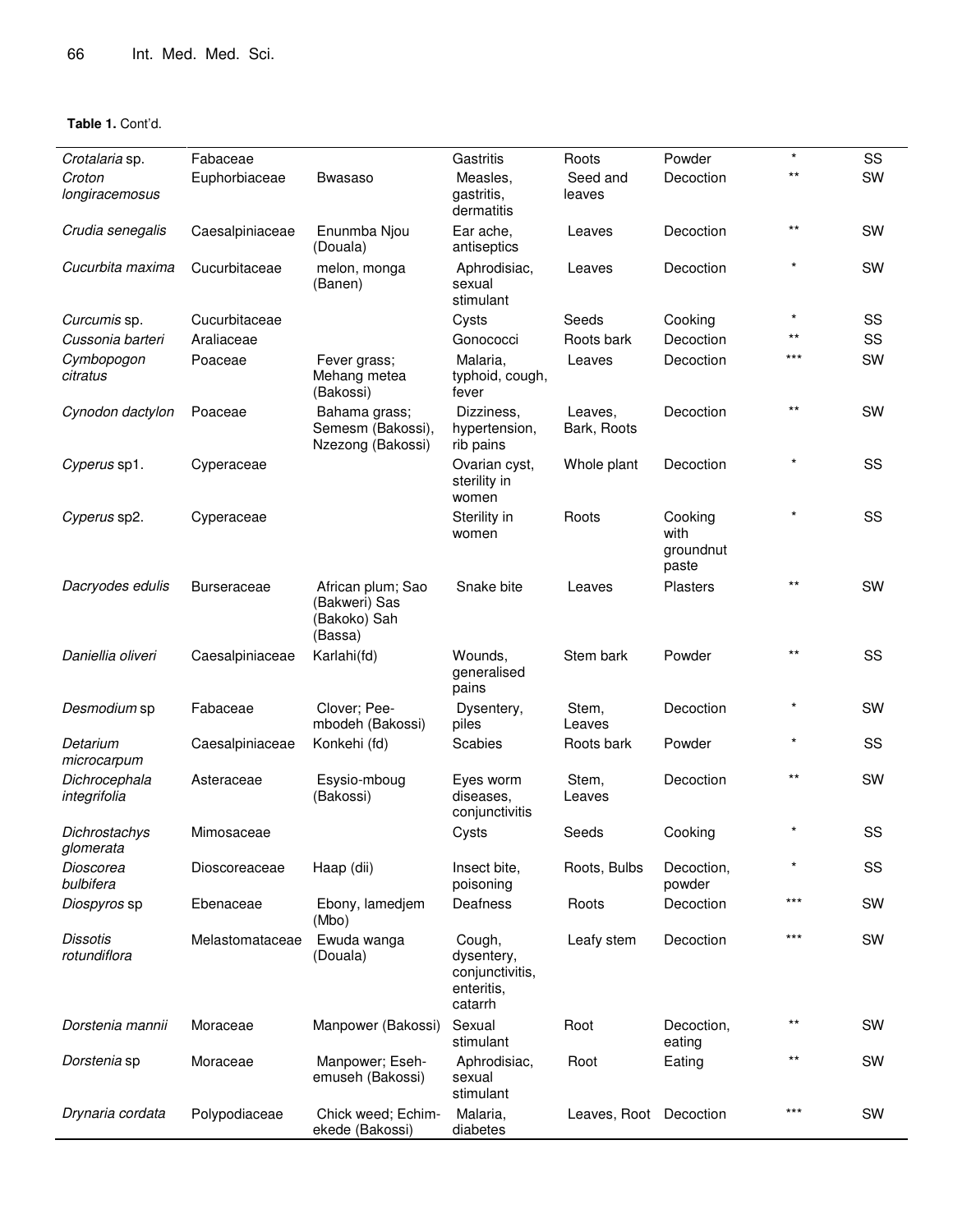**Table 1.** Cont'd.

| | | | | | | | |
|---|---|---|---|---|---|---|---|
| *Crotalaria* sp. | Fabaceae | | Gastritis | Roots | Powder | * | SS |
| *Croton longiracemosus* | Euphorbiaceae | Bwasaso | Measles, gastritis, dermatitis | Seed and leaves | Decoction | ** | SW |
| *Crudia senegalis* | Caesalpiniaceae | Enunmba Njou (Douala) | Ear ache, antiseptics | Leaves | Decoction | ** | SW |
| *Cucurbita maxima* | Cucurbitaceae | melon, monga (Banen) | Aphrodisiac, sexual stimulant | Leaves | Decoction | * | SW |
| *Curcumis* sp. | Cucurbitaceae | | Cysts | Seeds | Cooking | * | SS |
| *Cussonia barteri* | Araliaceae | | Gonococci | Roots bark | Decoction | ** | SS |
| *Cymbopogon citratus* | Poaceae | Fever grass; Mehang metea (Bakossi) | Malaria, typhoid, cough, fever | Leaves | Decoction | *** | SW |
| *Cynodon dactylon* | Poaceae | Bahama grass; Semesm (Bakossi), Nzezong (Bakossi) | Dizziness, hypertension, rib pains | Leaves, Bark, Roots | Decoction | ** | SW |
| *Cyperus* sp1. | Cyperaceae | | Ovarian cyst, sterility in women | Whole plant | Decoction | * | SS |
| *Cyperus* sp2. | Cyperaceae | | Sterility in women | Roots | Cooking with groundnut paste | * | SS |
| *Dacryodes edulis* | Burseraceae | African plum; Sao (Bakweri) Sas (Bakoko) Sah (Bassa) | Snake bite | Leaves | Plasters | ** | SW |
| *Daniellia oliveri* | Caesalpiniaceae | Karlahi(fd) | Wounds, generalised pains | Stem bark | Powder | ** | SS |
| *Desmodium* sp | Fabaceae | Clover; Pee-mbodeh (Bakossi) | Dysentery, piles | Stem, Leaves | Decoction | * | SW |
| *Detarium microcarpum* | Caesalpiniaceae | Konkehi (fd) | Scabies | Roots bark | Powder | * | SS |
| *Dichrocephala integrifolia* | Asteraceae | Esysio-mboug (Bakossi) | Eyes worm diseases, conjunctivitis | Stem, Leaves | Decoction | ** | SW |
| *Dichrostachys glomerata* | Mimosaceae | | Cysts | Seeds | Cooking | * | SS |
| *Dioscorea bulbifera* | Dioscoreaceae | Haap (dii) | Insect bite, poisoning | Roots, Bulbs | Decoction, powder | * | SS |
| *Diospyros* sp | Ebenaceae | Ebony, lamedjem (Mbo) | Deafness | Roots | Decoction | *** | SW |
| *Dissotis rotundiflora* | Melastomataceae | Ewuda wanga (Douala) | Cough, dysentery, conjunctivitis, enteritis, catarrh | Leafy stem | Decoction | *** | SW |
| *Dorstenia mannii* | Moraceae | Manpower (Bakossi) | Sexual stimulant | Root | Decoction, eating | ** | SW |
| *Dorstenia* sp | Moraceae | Manpower; Eseh-emuseh (Bakossi) | Aphrodisiac, sexual stimulant | Root | Eating | ** | SW |
| *Drynaria cordata* | Polypodiaceae | Chick weed; Echim-ekede (Bakossi) | Malaria, diabetes | Leaves, Root | Decoction | *** | SW |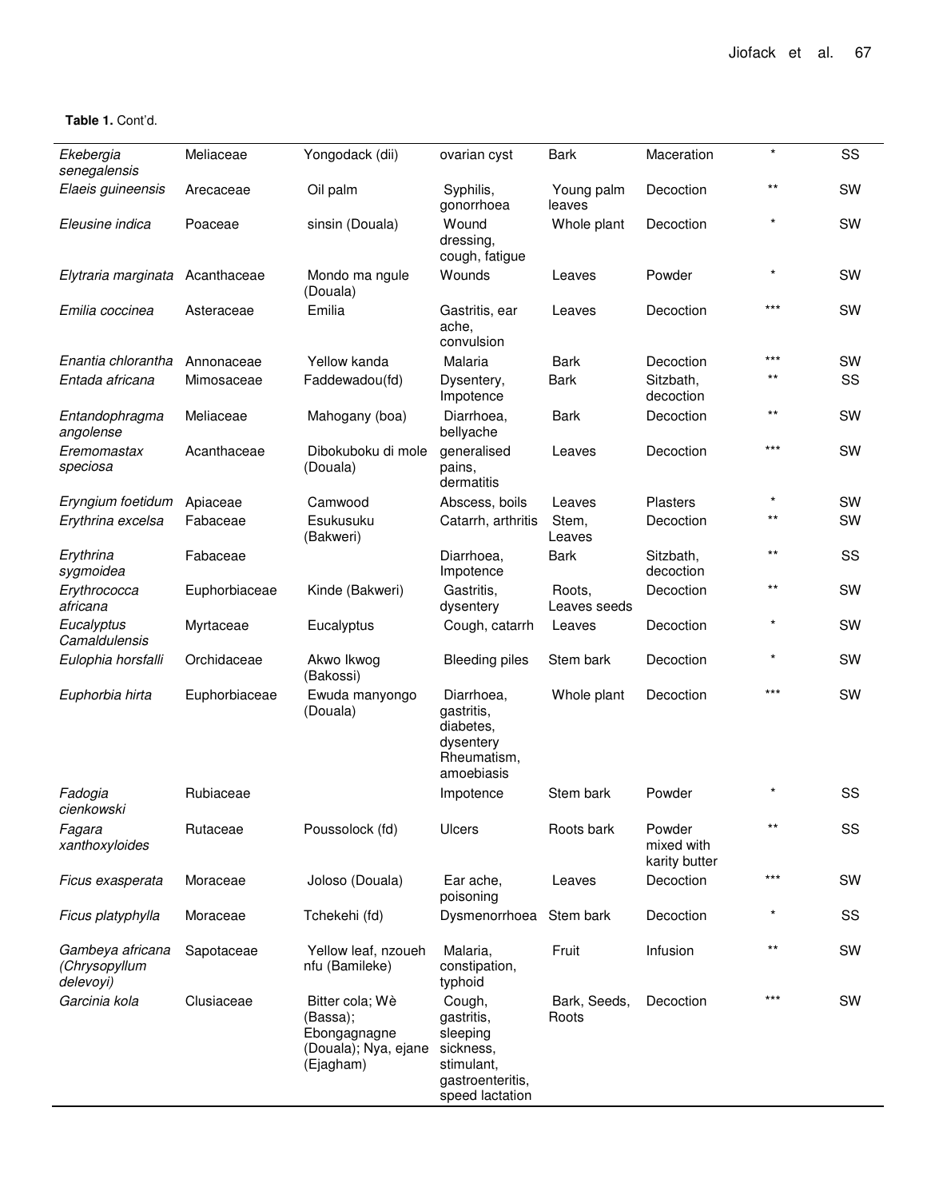**Table 1.** Cont'd.

| | | | | | | | |
|---|---|---|---|---|---|---|---|
| *Ekebergia senegalensis* | Meliaceae | Yongodack (dii) | ovarian cyst | Bark | Maceration | * | SS |
| *Elaeis guineensis* | Arecaceae | Oil palm | Syphilis, gonorrhoea | Young palm leaves | Decoction | ** | SW |
| *Eleusine indica* | Poaceae | sinsin (Douala) | Wound dressing, cough, fatigue | Whole plant | Decoction | * | SW |
| *Elytraria marginata* | Acanthaceae | Mondo ma ngule (Douala) | Wounds | Leaves | Powder | * | SW |
| *Emilia coccinea* | Asteraceae | Emilia | Gastritis, ear ache, convulsion | Leaves | Decoction | *** | SW |
| *Enantia chlorantha* | Annonaceae | Yellow kanda | Malaria | Bark | Decoction | *** | SW |
| *Entada africana* | Mimosaceae | Faddewadou(fd) | Dysentery, Impotence | Bark | Sitzbath, decoction | ** | SS |
| *Entandophragma angolense* | Meliaceae | Mahogany (boa) | Diarrhoea, bellyache | Bark | Decoction | ** | SW |
| *Eremomastax speciosa* | Acanthaceae | Dibokuboku di mole (Douala) | generalised pains, dermatitis | Leaves | Decoction | *** | SW |
| *Eryngium foetidum* | Apiaceae | Camwood | Abscess, boils | Leaves | Plasters | * | SW |
| *Erythrina excelsa* | Fabaceae | Esukusuku (Bakweri) | Catarrh, arthritis | Stem, Leaves | Decoction | ** | SW |
| *Erythrina sygmoidea* | Fabaceae | | Diarrhoea, Impotence | Bark | Sitzbath, decoction | ** | SS |
| *Erythrococca africana* | Euphorbiaceae | Kinde (Bakweri) | Gastritis, dysentery | Roots, Leaves seeds | Decoction | ** | SW |
| *Eucalyptus Camaldulensis* | Myrtaceae | Eucalyptus | Cough, catarrh | Leaves | Decoction | * | SW |
| *Eulophia horsfalli* | Orchidaceae | Akwo Ikwog (Bakossi) | Bleeding piles | Stem bark | Decoction | * | SW |
| *Euphorbia hirta* | Euphorbiaceae | Ewuda manyongo (Douala) | Diarrhoea, gastritis, diabetes, dysentery Rheumatism, amoebiasis | Whole plant | Decoction | *** | SW |
| *Fadogia cienkowski* | Rubiaceae | | Impotence | Stem bark | Powder | * | SS |
| *Fagara xanthoxyloides* | Rutaceae | Poussolock (fd) | Ulcers | Roots bark | Powder mixed with karity butter | ** | SS |
| *Ficus exasperata* | Moraceae | Joloso (Douala) | Ear ache, poisoning | Leaves | Decoction | *** | SW |
| *Ficus platyphylla* | Moraceae | Tchekehi (fd) | Dysmenorrhoea | Stem bark | Decoction | * | SS |
| *Gambeya africana (Chrysopyllum delevoyi)* | Sapotaceae | Yellow leaf, nzoueh nfu (Bamileke) | Malaria, constipation, typhoid | Fruit | Infusion | ** | SW |
| *Garcinia kola* | Clusiaceae | Bitter cola; Wè (Bassa); Ebongagnagne (Douala); Nya, ejane (Ejagham) | Cough, gastritis, sleeping sickness, stimulant, gastroenteritis, speed lactation | Bark, Seeds, Roots | Decoction | *** | SW |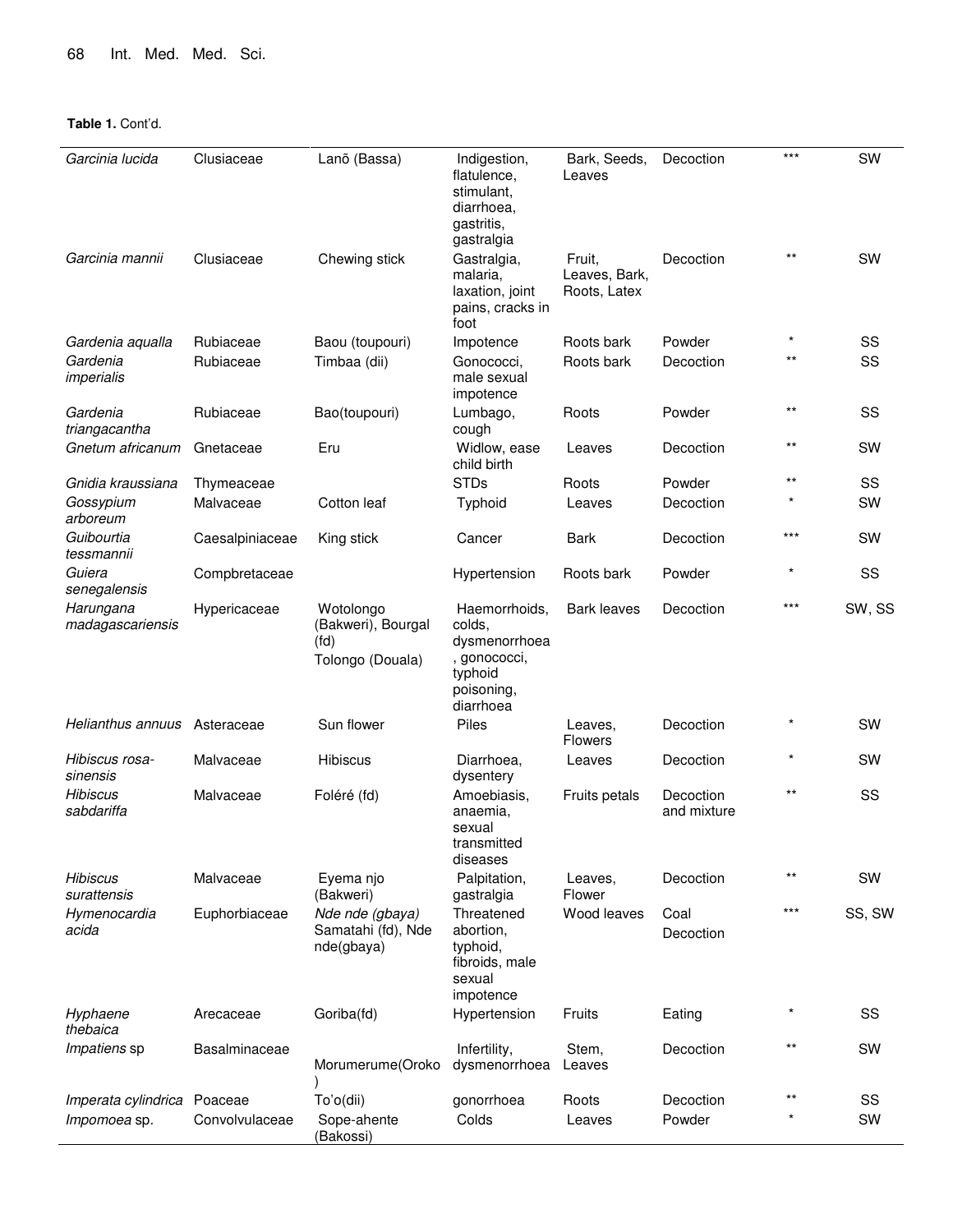**Table 1.** Cont'd.

| | | | | | | | |
|---|---|---|---|---|---|---|---|
| *Garcinia lucida* | Clusiaceae | Lanõ (Bassa) | Indigestion, flatulence, stimulant, diarrhoea, gastritis, gastralgia | Bark, Seeds, Leaves | Decoction | *** | SW |
| *Garcinia mannii* | Clusiaceae | Chewing stick | Gastralgia, malaria, laxation, joint pains, cracks in foot | Fruit, Leaves, Bark, Roots, Latex | Decoction | ** | SW |
| *Gardenia aqualla* | Rubiaceae | Baou (toupouri) | Impotence | Roots bark | Powder | * | SS |
| *Gardenia imperialis* | Rubiaceae | Timbaa (dii) | Gonococci, male sexual impotence | Roots bark | Decoction | ** | SS |
| *Gardenia triangacantha* | Rubiaceae | Bao(toupouri) | Lumbago, cough | Roots | Powder | ** | SS |
| *Gnetum africanum* | Gnetaceae | Eru | Widlow, ease child birth | Leaves | Decoction | ** | SW |
| *Gnidia kraussiana* | Thymeaceae | | STDs | Roots | Powder | ** | SS |
| *Gossypium arboreum* | Malvaceae | Cotton leaf | Typhoid | Leaves | Decoction | * | SW |
| *Guibourtia tessmannii* | Caesalpiniaceae | King stick | Cancer | Bark | Decoction | *** | SW |
| *Guiera senegalensis* | Compbretaceae | | Hypertension | Roots bark | Powder | * | SS |
| *Harungana madagascariensis* | Hypericaceae | Wotolongo (Bakweri), Bourgal (fd) Tolongo (Douala) | Haemorrhoids, colds, dysmenorrhoea , gonococci, typhoid poisoning, diarrhoea | Bark leaves | Decoction | *** | SW, SS |
| *Helianthus annuus* | Asteraceae | Sun flower | Piles | Leaves, Flowers | Decoction | * | SW |
| *Hibiscus rosa-sinensis* | Malvaceae | Hibiscus | Diarrhoea, dysentery | Leaves | Decoction | * | SW |
| *Hibiscus sabdariffa* | Malvaceae | Foléré (fd) | Amoebiasis, anaemia, sexual transmitted diseases | Fruits petals | Decoction and mixture | ** | SS |
| *Hibiscus surattensis* | Malvaceae | Eyema njo (Bakweri) | Palpitation, gastralgia | Leaves, Flower | Decoction | ** | SW |
| *Hymenocardia acida* | Euphorbiaceae | *Nde nde (gbaya)* Samatahi (fd), Nde nde(gbaya) | Threatened abortion, typhoid, fibroids, male sexual impotence | Wood leaves | Coal Decoction | *** | SS, SW |
| *Hyphaene thebaica* | Arecaceae | Goriba(fd) | Hypertension | Fruits | Eating | * | SS |
| *Impatiens* sp | Basalminaceae | Morumerume(Oroko ) | Infertility, dysmenorrhoea | Stem, Leaves | Decoction | ** | SW |
| *Imperata cylindrica* | Poaceae | To'o(dii) | gonorrhoea | Roots | Decoction | ** | SS |
| *Impomoea* sp. | Convolvulaceae | Sope-ahente (Bakossi) | Colds | Leaves | Powder | * | SW |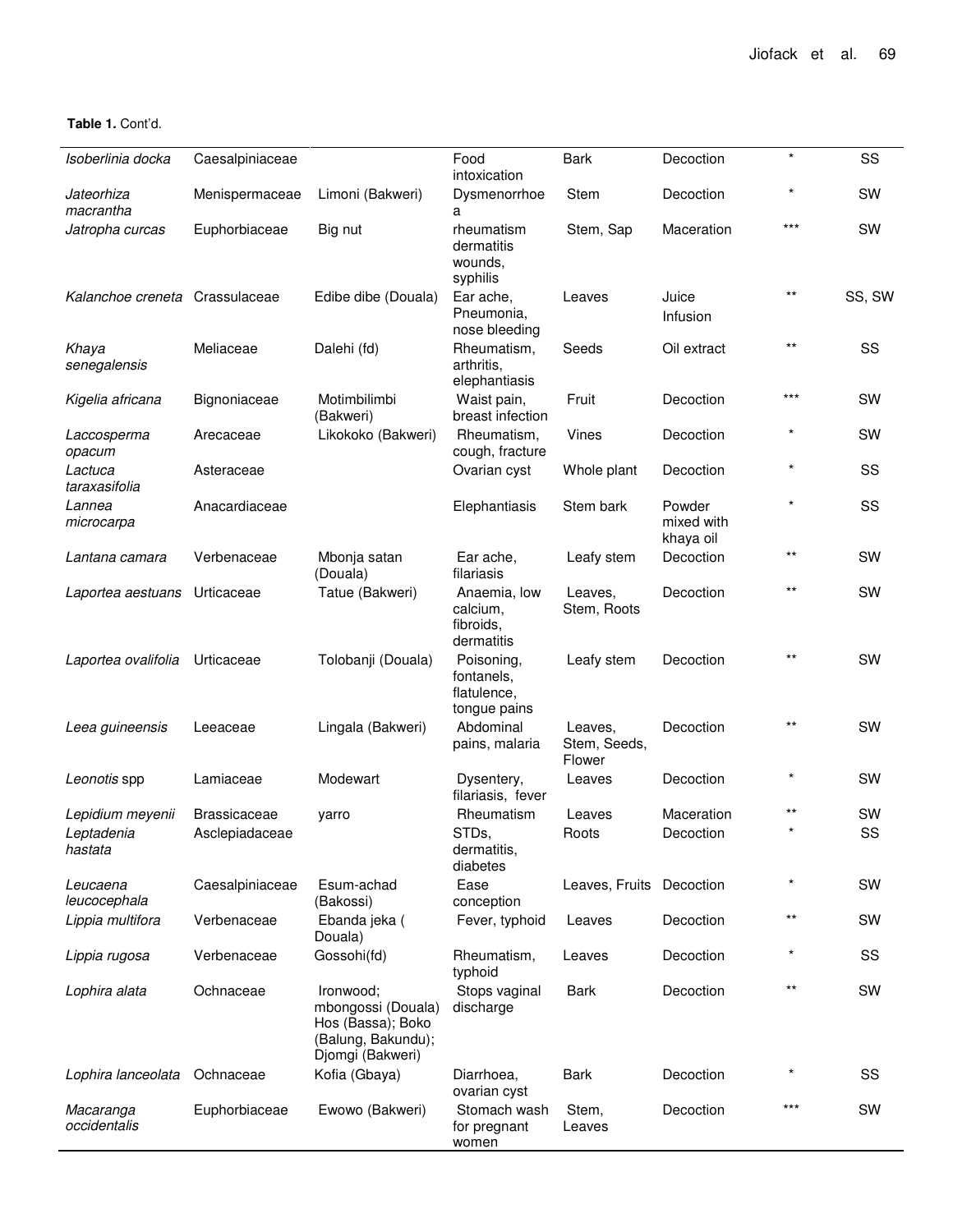**Table 1.** Cont'd.

| | | | | | | | |
|---|---|---|---|---|---|---|---|
| *Isoberlinia docka* | Caesalpiniaceae | | Food intoxication | Bark | Decoction | * | SS |
| *Jateorhiza macrantha* | Menispermaceae | Limoni (Bakweri) | Dysmenorrhoea | Stem | Decoction | * | SW |
| *Jatropha curcas* | Euphorbiaceae | Big nut | rheumatism dermatitis wounds, syphilis | Stem, Sap | Maceration | *** | SW |
| *Kalanchoe creneta* | Crassulaceae | Edibe dibe (Douala) | Ear ache, Pneumonia, nose bleeding | Leaves | Juice Infusion | ** | SS, SW |
| *Khaya senegalensis* | Meliaceae | Dalehi (fd) | Rheumatism, arthritis, elephantiasis | Seeds | Oil extract | ** | SS |
| *Kigelia africana* | Bignoniaceae | Motimbilimbi (Bakweri) | Waist pain, breast infection | Fruit | Decoction | *** | SW |
| *Laccosperma opacum* | Arecaceae | Likokoko (Bakweri) | Rheumatism, cough, fracture | Vines | Decoction | * | SW |
| *Lactuca taraxasifolia* | Asteraceae | | Ovarian cyst | Whole plant | Decoction | * | SS |
| *Lannea microcarpa* | Anacardiaceae | | Elephantiasis | Stem bark | Powder mixed with khaya oil | * | SS |
| *Lantana camara* | Verbenaceae | Mbonja satan (Douala) | Ear ache, filariasis | Leafy stem | Decoction | ** | SW |
| *Laportea aestuans* | Urticaceae | Tatue (Bakweri) | Anaemia, low calcium, fibroids, dermatitis | Leaves, Stem, Roots | Decoction | ** | SW |
| *Laportea ovalifolia* | Urticaceae | Tolobanji (Douala) | Poisoning, fontanels, flatulence, tongue pains | Leafy stem | Decoction | ** | SW |
| *Leea guineensis* | Leeaceae | Lingala (Bakweri) | Abdominal pains, malaria | Leaves, Stem, Seeds, Flower | Decoction | ** | SW |
| *Leonotis* spp | Lamiaceae | Modewart | Dysentery, filariasis, fever | Leaves | Decoction | * | SW |
| *Lepidium meyenii* | Brassicaceae | yarro | Rheumatism | Leaves | Maceration | ** | SW |
| *Leptadenia hastata* | Asclepiadaceae | | STDs, dermatitis, diabetes | Roots | Decoction | * | SS |
| *Leucaena leucocephala* | Caesalpiniaceae | Esum-achad (Bakossi) | Ease conception | Leaves, Fruits | Decoction | * | SW |
| *Lippia multifora* | Verbenaceae | Ebanda jeka ( Douala) | Fever, typhoid | Leaves | Decoction | ** | SW |
| *Lippia rugosa* | Verbenaceae | Gossohi(fd) | Rheumatism, typhoid | Leaves | Decoction | * | SS |
| *Lophira alata* | Ochnaceae | Ironwood; mbongossi (Douala) Hos (Bassa); Boko (Balung, Bakundu); Djomgi (Bakweri) | Stops vaginal discharge | Bark | Decoction | ** | SW |
| *Lophira lanceolata* | Ochnaceae | Kofia (Gbaya) | Diarrhoea, ovarian cyst | Bark | Decoction | * | SS |
| *Macaranga occidentalis* | Euphorbiaceae | Ewowo (Bakweri) | Stomach wash for pregnant women | Stem, Leaves | Decoction | *** | SW |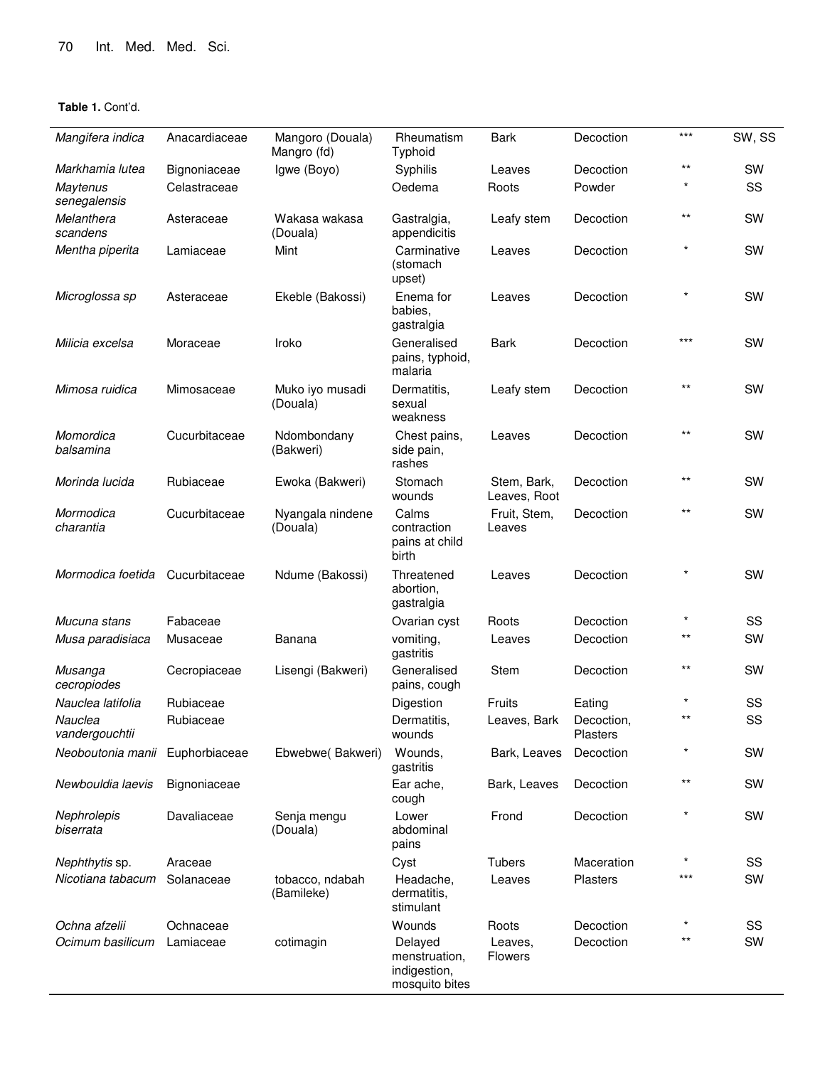**Table 1.** Cont'd.

| | | | | | | | |
|---|---|---|---|---|---|---|---|
| *Mangifera indica* | Anacardiaceae | Mangoro (Douala) Mangro (fd) | Rheumatism Typhoid | Bark | Decoction | *** | SW, SS |
| *Markhamia lutea* | Bignoniaceae | Igwe (Boyo) | Syphilis | Leaves | Decoction | ** | SW |
| *Maytenus senegalensis* | Celastraceae | | Oedema | Roots | Powder | * | SS |
| *Melanthera scandens* | Asteraceae | Wakasa wakasa (Douala) | Gastralgia, appendicitis | Leafy stem | Decoction | ** | SW |
| *Mentha piperita* | Lamiaceae | Mint | Carminative (stomach upset) | Leaves | Decoction | * | SW |
| *Microglossa sp* | Asteraceae | Ekeble (Bakossi) | Enema for babies, gastralgia | Leaves | Decoction | * | SW |
| *Milicia excelsa* | Moraceae | Iroko | Generalised pains, typhoid, malaria | Bark | Decoction | *** | SW |
| *Mimosa ruidica* | Mimosaceae | Muko iyo musadi (Douala) | Dermatitis, sexual weakness | Leafy stem | Decoction | ** | SW |
| *Momordica balsamina* | Cucurbitaceae | Ndombondany (Bakweri) | Chest pains, side pain, rashes | Leaves | Decoction | ** | SW |
| *Morinda lucida* | Rubiaceae | Ewoka (Bakweri) | Stomach wounds | Stem, Bark, Leaves, Root | Decoction | ** | SW |
| *Mormodica charantia* | Cucurbitaceae | Nyangala nindene (Douala) | Calms contraction pains at child birth | Fruit, Stem, Leaves | Decoction | ** | SW |
| *Mormodica foetida* | Cucurbitaceae | Ndume (Bakossi) | Threatened abortion, gastralgia | Leaves | Decoction | * | SW |
| *Mucuna stans* | Fabaceae | | Ovarian cyst | Roots | Decoction | * | SS |
| *Musa paradisiaca* | Musaceae | Banana | vomiting, gastritis | Leaves | Decoction | ** | SW |
| *Musanga cecropiodes* | Cecropiaceae | Lisengi (Bakweri) | Generalised pains, cough | Stem | Decoction | ** | SW |
| *Nauclea latifolia* | Rubiaceae | | Digestion | Fruits | Eating | * | SS |
| *Nauclea vandergouchtii* | Rubiaceae | | Dermatitis, wounds | Leaves, Bark | Decoction, Plasters | ** | SS |
| *Neoboutonia manii* | Euphorbiaceae | Ebwebwe( Bakweri) | Wounds, gastritis | Bark, Leaves | Decoction | * | SW |
| *Newbouldia laevis* | Bignoniaceae | | Ear ache, cough | Bark, Leaves | Decoction | ** | SW |
| *Nephrolepis biserrata* | Davaliaceae | Senja mengu (Douala) | Lower abdominal pains | Frond | Decoction | * | SW |
| *Nephthytis* sp. | Araceae | | Cyst | Tubers | Maceration | * | SS |
| *Nicotiana tabacum* | Solanaceae | tobacco, ndabah (Bamileke) | Headache, dermatitis, stimulant | Leaves | Plasters | *** | SW |
| *Ochna afzelii* | Ochnaceae | | Wounds | Roots | Decoction | * | SS |
| *Ocimum basilicum* | Lamiaceae | cotimagin | Delayed menstruation, indigestion, mosquito bites | Leaves, Flowers | Decoction | ** | SW |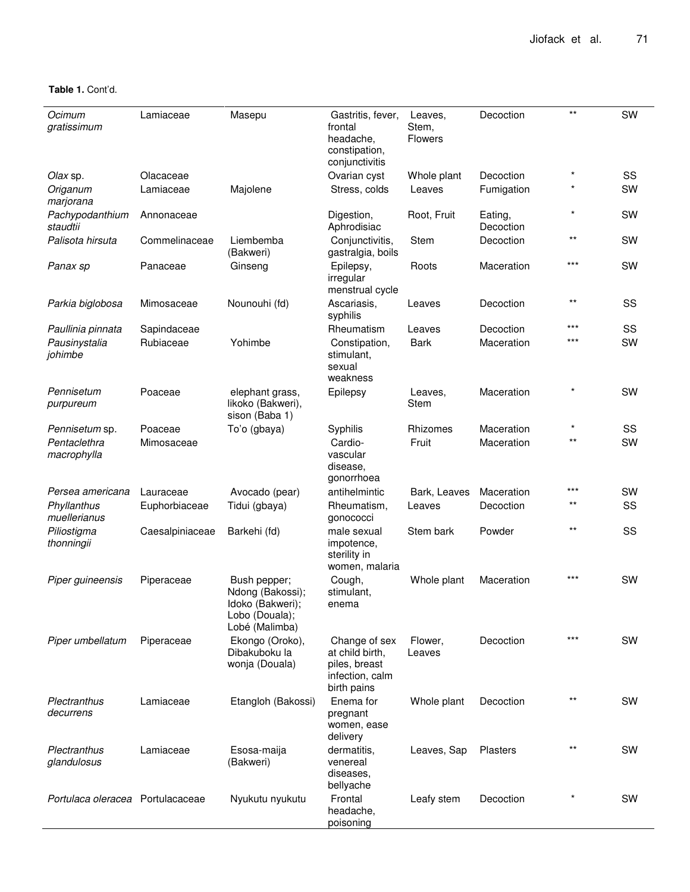**Table 1.** Cont'd.

| | | | | | | | |
|---|---|---|---|---|---|---|---|
| *Ocimum gratissimum* | Lamiaceae | Masepu | Gastritis, fever, frontal headache, constipation, conjunctivitis | Leaves, Stem, Flowers | Decoction | ** | SW |
| *Olax* sp. | Olacaceae | | Ovarian cyst | Whole plant | Decoction | * | SS |
| *Origanum marjorana* | Lamiaceae | Majolene | Stress, colds | Leaves | Fumigation | * | SW |
| *Pachypodanthium staudtii* | Annonaceae | | Digestion, Aphrodisiac | Root, Fruit | Eating, Decoction | * | SW |
| *Palisota hirsuta* | Commelinaceae | Liembemba (Bakweri) | Conjunctivitis, gastralgia, boils | Stem | Decoction | ** | SW |
| *Panax sp* | Panaceae | Ginseng | Epilepsy, irregular menstrual cycle | Roots | Maceration | *** | SW |
| *Parkia biglobosa* | Mimosaceae | Nounouhi (fd) | Ascariasis, syphilis | Leaves | Decoction | ** | SS |
| *Paullinia pinnata* | Sapindaceae | | Rheumatism | Leaves | Decoction | *** | SS |
| *Pausinystalia johimbe* | Rubiaceae | Yohimbe | Constipation, stimulant, sexual weakness | Bark | Maceration | *** | SW |
| *Pennisetum purpureum* | Poaceae | elephant grass, likoko (Bakweri), sison (Baba 1) | Epilepsy | Leaves, Stem | Maceration | * | SW |
| *Pennisetum* sp. | Poaceae | To'o (gbaya) | Syphilis | Rhizomes | Maceration | * | SS |
| *Pentaclethra macrophylla* | Mimosaceae | | Cardio-vascular disease, gonorrhoea | Fruit | Maceration | ** | SW |
| *Persea americana* | Lauraceae | Avocado (pear) | antihelmintic | Bark, Leaves | Maceration | *** | SW |
| *Phyllanthus muellerianus* | Euphorbiaceae | Tidui (gbaya) | Rheumatism, gonococci | Leaves | Decoction | ** | SS |
| *Piliostigma thonningii* | Caesalpiniaceae | Barkehi (fd) | male sexual impotence, sterility in women, malaria | Stem bark | Powder | ** | SS |
| *Piper guineensis* | Piperaceae | Bush pepper; Ndong (Bakossi); Idoko (Bakweri); Lobo (Douala); Lobé (Malimba) | Cough, stimulant, enema | Whole plant | Maceration | *** | SW |
| *Piper umbellatum* | Piperaceae | Ekongo (Oroko), Dibakuboku la wonja (Douala) | Change of sex at child birth, piles, breast infection, calm birth pains | Flower, Leaves | Decoction | *** | SW |
| *Plectranthus decurrens* | Lamiaceae | Etangloh (Bakossi) | Enema for pregnant women, ease delivery | Whole plant | Decoction | ** | SW |
| *Plectranthus glandulosus* | Lamiaceae | Esosa-maija (Bakweri) | dermatitis, venereal diseases, bellyache | Leaves, Sap | Plasters | ** | SW |
| *Portulaca oleracea* | Portulacaceae | Nyukutu nyukutu | Frontal headache, poisoning | Leafy stem | Decoction | * | SW |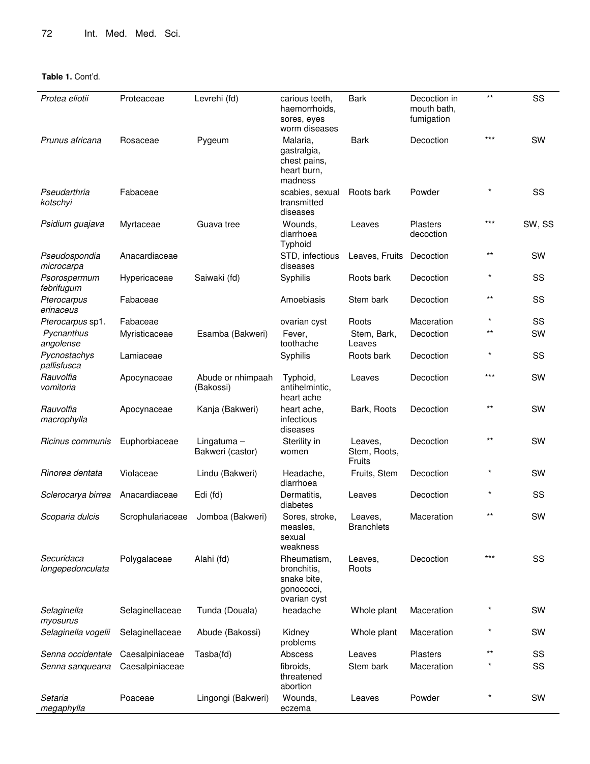**Table 1.** Cont'd.

| | | | | | | | |
|---|---|---|---|---|---|---|---|
| *Protea eliotii* | Proteaceae | Levrehi (fd) | carious teeth, haemorrhoids, sores, eyes worm diseases | Bark | Decoction in mouth bath, fumigation | ** | SS |
| *Prunus africana* | Rosaceae | Pygeum | Malaria, gastralgia, chest pains, heart burn, madness | Bark | Decoction | *** | SW |
| *Pseudarthria kotschyi* | Fabaceae | | scabies, sexual transmitted diseases | Roots bark | Powder | * | SS |
| *Psidium guajava* | Myrtaceae | Guava tree | Wounds, diarrhoea Typhoid | Leaves | Plasters decoction | *** | SW, SS |
| *Pseudospondia microcarpa* | Anacardiaceae | | STD, infectious diseases | Leaves, Fruits | Decoction | ** | SW |
| *Psorospermum febrifugum* | Hypericaceae | Saiwaki (fd) | Syphilis | Roots bark | Decoction | * | SS |
| *Pterocarpus erinaceus* | Fabaceae | | Amoebiasis | Stem bark | Decoction | ** | SS |
| *Pterocarpus* sp1. | Fabaceae | | ovarian cyst | Roots | Maceration | * | SS |
| *Pycnanthus angolense* | Myristicaceae | Esamba (Bakweri) | Fever, toothache | Stem, Bark, Leaves | Decoction | ** | SW |
| *Pycnostachys pallisfusca* | Lamiaceae | | Syphilis | Roots bark | Decoction | * | SS |
| *Rauvolfia vomitoria* | Apocynaceae | Abude or nhimpaah (Bakossi) | Typhoid, antihelmintic, heart ache | Leaves | Decoction | *** | SW |
| *Rauvolfia macrophylla* | Apocynaceae | Kanja (Bakweri) | heart ache, infectious diseases | Bark, Roots | Decoction | ** | SW |
| *Ricinus communis* | Euphorbiaceae | Lingatuma – Bakweri (castor) | Sterility in women | Leaves, Stem, Roots, Fruits | Decoction | ** | SW |
| *Rinorea dentata* | Violaceae | Lindu (Bakweri) | Headache, diarrhoea | Fruits, Stem | Decoction | * | SW |
| *Sclerocarya birrea* | Anacardiaceae | Edi (fd) | Dermatitis, diabetes | Leaves | Decoction | * | SS |
| *Scoparia dulcis* | Scrophulariaceae | Jomboa (Bakweri) | Sores, stroke, measles, sexual weakness | Leaves, Branchlets | Maceration | ** | SW |
| *Securidaca longepedonculata* | Polygalaceae | Alahi (fd) | Rheumatism, bronchitis, snake bite, gonococci, ovarian cyst | Leaves, Roots | Decoction | *** | SS |
| *Selaginella myosurus* | Selaginellaceae | Tunda (Douala) | headache | Whole plant | Maceration | * | SW |
| *Selaginella vogelii* | Selaginellaceae | Abude (Bakossi) | Kidney problems | Whole plant | Maceration | * | SW |
| *Senna occidentale* | Caesalpiniaceae | Tasba(fd) | Abscess | Leaves | Plasters | ** | SS |
| *Senna sanqueana* | Caesalpiniaceae | | fibroids, threatened abortion | Stem bark | Maceration | * | SS |
| *Setaria megaphylla* | Poaceae | Lingongi (Bakweri) | Wounds, eczema | Leaves | Powder | * | SW |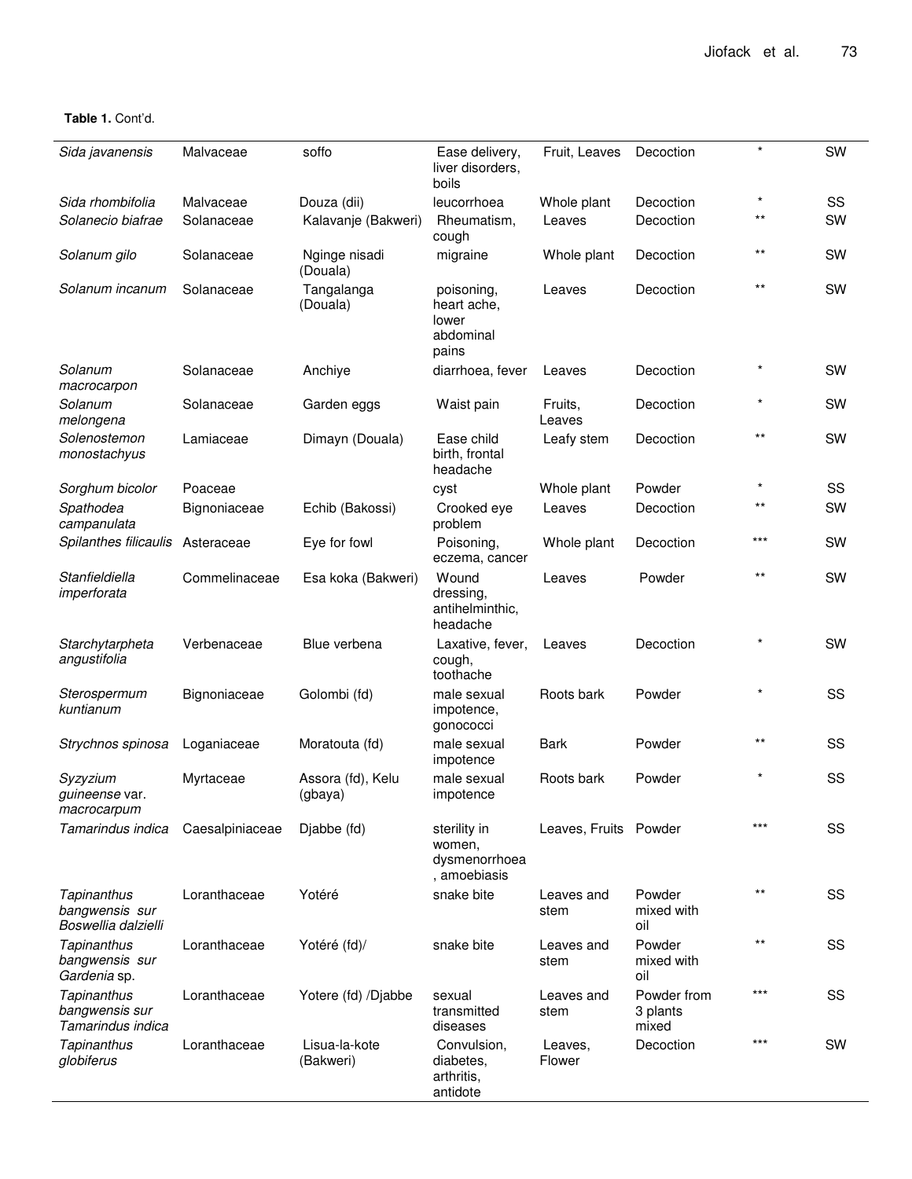**Table 1.** Cont'd.

| | | | | | | | |
|---|---|---|---|---|---|---|---|
| *Sida javanensis* | Malvaceae | soffo | Ease delivery, liver disorders, boils | Fruit, Leaves | Decoction | * | SW |
| *Sida rhombifolia* | Malvaceae | Douza (dii) | leucorrhoea | Whole plant | Decoction | * | SS |
| *Solanecio biafrae* | Solanaceae | Kalavanje (Bakweri) | Rheumatism, cough | Leaves | Decoction | ** | SW |
| *Solanum gilo* | Solanaceae | Nginge nisadi (Douala) | migraine | Whole plant | Decoction | ** | SW |
| *Solanum incanum* | Solanaceae | Tangalanga (Douala) | poisoning, heart ache, lower abdominal pains | Leaves | Decoction | ** | SW |
| *Solanum macrocarpon* | Solanaceae | Anchiye | diarrhoea, fever | Leaves | Decoction | * | SW |
| *Solanum melongena* | Solanaceae | Garden eggs | Waist pain | Fruits, Leaves | Decoction | * | SW |
| *Solenostemon monostachyus* | Lamiaceae | Dimayn (Douala) | Ease child birth, frontal headache | Leafy stem | Decoction | ** | SW |
| *Sorghum bicolor* | Poaceae | | cyst | Whole plant | Powder | * | SS |
| *Spathodea campanulata* | Bignoniaceae | Echib (Bakossi) | Crooked eye problem | Leaves | Decoction | ** | SW |
| *Spilanthes filicaulis* | Asteraceae | Eye for fowl | Poisoning, eczema, cancer | Whole plant | Decoction | *** | SW |
| *Stanfieldiella imperforata* | Commelinaceae | Esa koka (Bakweri) | Wound dressing, antihelminthic, headache | Leaves | Powder | ** | SW |
| *Starchytarpheta angustifolia* | Verbenaceae | Blue verbena | Laxative, fever, cough, toothache | Leaves | Decoction | * | SW |
| *Sterospermum kuntianum* | Bignoniaceae | Golombi (fd) | male sexual impotence, gonococci | Roots bark | Powder | * | SS |
| *Strychnos spinosa* | Loganiaceae | Moratouta (fd) | male sexual impotence | Bark | Powder | ** | SS |
| *Syzyzium guineense* var. *macrocarpum* | Myrtaceae | Assora (fd), Kelu (gbaya) | male sexual impotence | Roots bark | Powder | * | SS |
| *Tamarindus indica* | Caesalpiniaceae | Djabbe (fd) | sterility in women, dysmenorrhoea, amoebiasis | Leaves, Fruits | Powder | *** | SS |
| *Tapinanthus bangwensis sur Boswellia dalzielli* | Loranthaceae | Yotéré | snake bite | Leaves and stem | Powder mixed with oil | ** | SS |
| *Tapinanthus bangwensis sur Gardenia* sp. | Loranthaceae | Yotéré (fd)/ | snake bite | Leaves and stem | Powder mixed with oil | ** | SS |
| *Tapinanthus bangwensis sur Tamarindus indica* | Loranthaceae | Yotere (fd) /Djabbe | sexual transmitted diseases | Leaves and stem | Powder from 3 plants mixed | *** | SS |
| *Tapinanthus globiferus* | Loranthaceae | Lisua-la-kote (Bakweri) | Convulsion, diabetes, arthritis, antidote | Leaves, Flower | Decoction | *** | SW |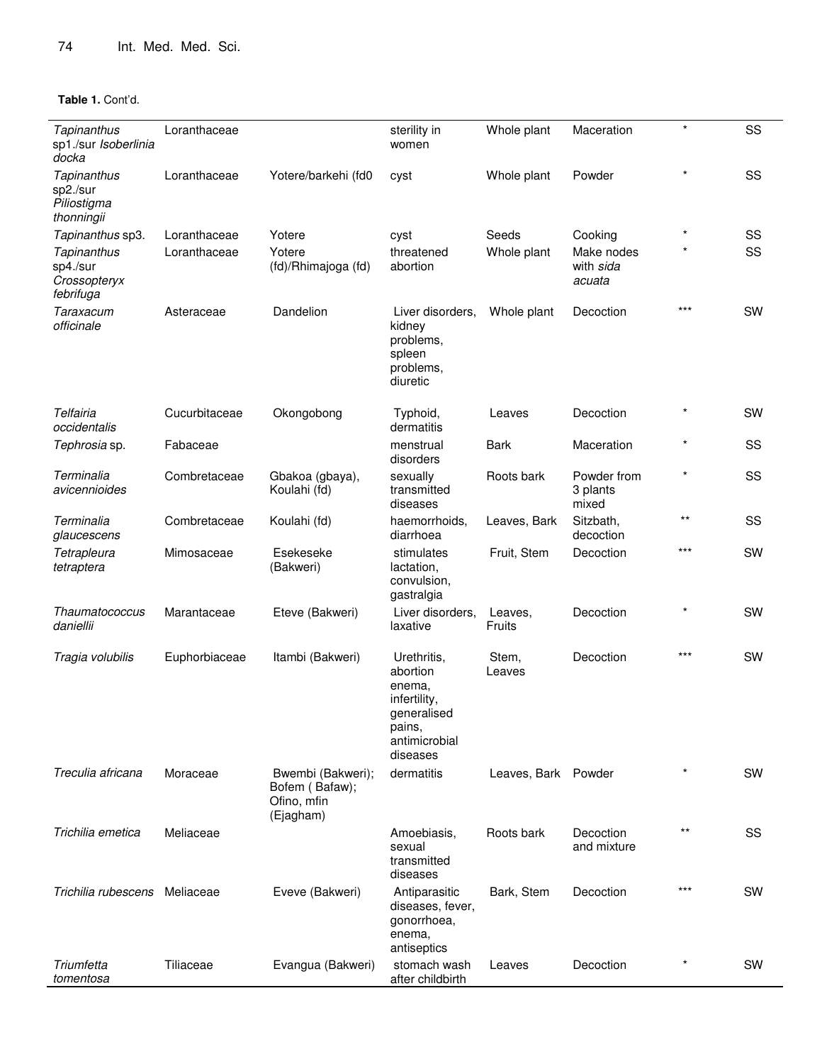**Table 1.** Cont'd.

| | | | | | | | |
|---|---|---|---|---|---|---|---|
| *Tapinanthus* sp1./sur *Isoberlinia docka* | Loranthaceae | | sterility in women | Whole plant | Maceration | * | SS |
| *Tapinanthus* sp2./sur *Piliostigma thonningii* | Loranthaceae | Yotere/barkehi (fd0 | cyst | Whole plant | Powder | * | SS |
| *Tapinanthus* sp3. | Loranthaceae | Yotere | cyst | Seeds | Cooking | * | SS |
| *Tapinanthus* sp4./sur *Crossopteryx febrifuga* | Loranthaceae | Yotere (fd)/Rhimajoga (fd) | threatened abortion | Whole plant | Make nodes with *sida acuata* | * | SS |
| *Taraxacum officinale* | Asteraceae | Dandelion | Liver disorders, kidney problems, spleen problems, diuretic | Whole plant | Decoction | *** | SW |
| *Telfairia occidentalis* | Cucurbitaceae | Okongobong | Typhoid, dermatitis | Leaves | Decoction | * | SW |
| *Tephrosia* sp. | Fabaceae | | menstrual disorders | Bark | Maceration | * | SS |
| *Terminalia avicennioides* | Combretaceae | Gbakoa (gbaya), Koulahi (fd) | sexually transmitted diseases | Roots bark | Powder from 3 plants mixed | * | SS |
| *Terminalia glaucescens* | Combretaceae | Koulahi (fd) | haemorrhoids, diarrhoea | Leaves, Bark | Sitzbath, decoction | ** | SS |
| *Tetrapleura tetraptera* | Mimosaceae | Esekeseke (Bakweri) | stimulates lactation, convulsion, gastralgia | Fruit, Stem | Decoction | *** | SW |
| *Thaumatococcus daniellii* | Marantaceae | Eteve (Bakweri) | Liver disorders, laxative | Leaves, Fruits | Decoction | * | SW |
| *Tragia volubilis* | Euphorbiaceae | Itambi (Bakweri) | Urethritis, abortion enema, infertility, generalised pains, antimicrobial diseases | Stem, Leaves | Decoction | *** | SW |
| *Treculia africana* | Moraceae | Bwembi (Bakweri); Bofem ( Bafaw); Ofino, mfin (Ejagham) | dermatitis | Leaves, Bark | Powder | * | SW |
| *Trichilia emetica* | Meliaceae | | Amoebiasis, sexual transmitted diseases | Roots bark | Decoction and mixture | ** | SS |
| *Trichilia rubescens* | Meliaceae | Eveve (Bakweri) | Antiparasitic diseases, fever, gonorrhoea, enema, antiseptics | Bark, Stem | Decoction | *** | SW |
| *Triumfetta tomentosa* | Tiliaceae | Evangua (Bakweri) | stomach wash after childbirth | Leaves | Decoction | * | SW |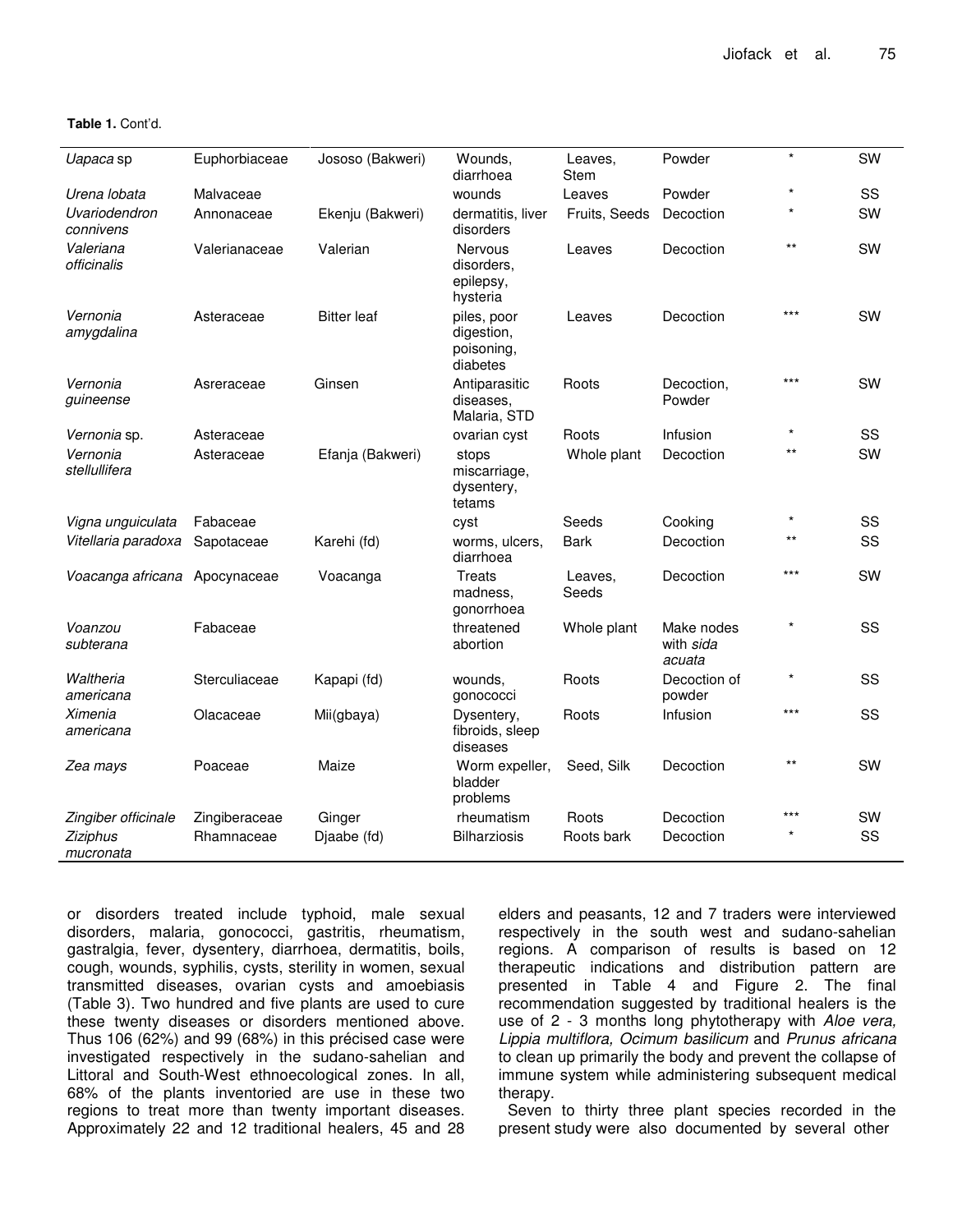**Table 1.** Cont'd.

| | | | | | | | |
|---|---|---|---|---|---|---|---|
| *Uapaca* sp | Euphorbiaceae | Jososo (Bakweri) | Wounds, diarrhoea | Leaves, Stem | Powder | * | SW |
| *Urena lobata* | Malvaceae | | wounds | Leaves | Powder | * | SS |
| *Uvariodendron connivens* | Annonaceae | Ekenju (Bakweri) | dermatitis, liver disorders | Fruits, Seeds | Decoction | * | SW |
| *Valeriana officinalis* | Valerianaceae | Valerian | Nervous disorders, epilepsy, hysteria | Leaves | Decoction | ** | SW |
| *Vernonia amygdalina* | Asteraceae | Bitter leaf | piles, poor digestion, poisoning, diabetes | Leaves | Decoction | *** | SW |
| *Vernonia guineense* | Asreraceae | Ginsen | Antiparasitic diseases, Malaria, STD | Roots | Decoction, Powder | *** | SW |
| *Vernonia* sp. | Asteraceae | | ovarian cyst | Roots | Infusion | * | SS |
| *Vernonia stellullifera* | Asteraceae | Efanja (Bakweri) | stops miscarriage, dysentery, tetams | Whole plant | Decoction | ** | SW |
| *Vigna unguiculata* | Fabaceae | | cyst | Seeds | Cooking | * | SS |
| *Vitellaria paradoxa* | Sapotaceae | Karehi (fd) | worms, ulcers, diarrhoea | Bark | Decoction | ** | SS |
| *Voacanga africana* | Apocynaceae | Voacanga | Treats madness, gonorrhoea | Leaves, Seeds | Decoction | *** | SW |
| *Voanzou subterana* | Fabaceae | | threatened abortion | Whole plant | Make nodes with *sida acuata* | * | SS |
| *Waltheria americana* | Sterculiaceae | Kapapi (fd) | wounds, gonococci | Roots | Decoction of powder | * | SS |
| *Ximenia americana* | Olacaceae | Mii(gbaya) | Dysentery, fibroids, sleep diseases | Roots | Infusion | *** | SS |
| *Zea mays* | Poaceae | Maize | Worm expeller, bladder problems | Seed, Silk | Decoction | ** | SW |
| *Zingiber officinale* | Zingiberaceae | Ginger | rheumatism | Roots | Decoction | *** | SW |
| *Ziziphus mucronata* | Rhamnaceae | Djaabe (fd) | Bilharziosis | Roots bark | Decoction | * | SS |

or disorders treated include typhoid, male sexual disorders, malaria, gonococci, gastritis, rheumatism, gastralgia, fever, dysentery, diarrhoea, dermatitis, boils, cough, wounds, syphilis, cysts, sterility in women, sexual transmitted diseases, ovarian cysts and amoebiasis (Table 3). Two hundred and five plants are used to cure these twenty diseases or disorders mentioned above. Thus 106 (62%) and 99 (68%) in this précised case were investigated respectively in the sudano-sahelian and Littoral and South-West ethnoecological zones. In all, 68% of the plants inventoried are use in these two regions to treat more than twenty important diseases. Approximately 22 and 12 traditional healers, 45 and 28 elders and peasants, 12 and 7 traders were interviewed respectively in the south west and sudano-sahelian regions. A comparison of results is based on 12 therapeutic indications and distribution pattern are presented in Table 4 and Figure 2. The final recommendation suggested by traditional healers is the use of 2 - 3 months long phytotherapy with *Aloe vera, Lippia multiflora, Ocimum basilicum* and *Prunus africana* to clean up primarily the body and prevent the collapse of immune system while administering subsequent medical therapy.

Seven to thirty three plant species recorded in the present study were also documented by several other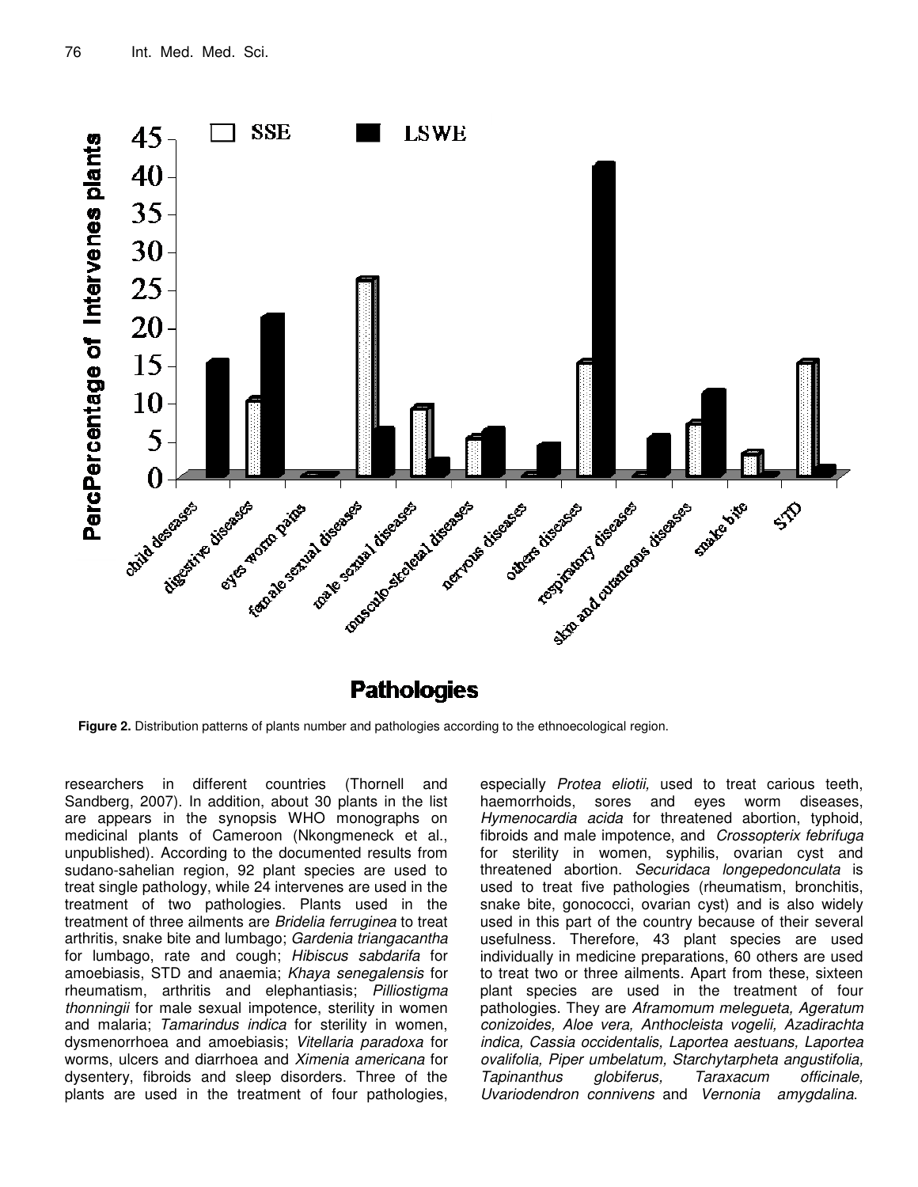**Figure 2.** Distribution patterns of plants number and pathologies according to the ethnoecological region.

researchers in different countries (Thornell and Sandberg, 2007). In addition, about 30 plants in the list are appears in the synopsis WHO monographs on medicinal plants of Cameroon (Nkongmeneck et al., unpublished). According to the documented results from sudano-sahelian region, 92 plant species are used to treat single pathology, while 24 intervenes are used in the treatment of two pathologies. Plants used in the treatment of three ailments are *Bridelia ferruginea* to treat arthritis, snake bite and lumbago; *Gardenia triangacantha* for lumbago, rate and cough; *Hibiscus sabdarifa* for amoebiasis, STD and anaemia; *Khaya senegalensis* for rheumatism, arthritis and elephantiasis; *Pilliostigma thonningii* for male sexual impotence, sterility in women and malaria; *Tamarindus indica* for sterility in women, dysmenorrhoea and amoebiasis; *Vitellaria paradoxa* for worms, ulcers and diarrhoea and *Ximenia americana* for dysentery, fibroids and sleep disorders. Three of the plants are used in the treatment of four pathologies, especially *Protea eliotii,* used to treat carious teeth, haemorrhoids, sores and eyes worm diseases, *Hymenocardia acida* for threatened abortion, typhoid, fibroids and male impotence, and *Crossopterix febrifuga* for sterility in women, syphilis, ovarian cyst and threatened abortion. *Securidaca longepedonculata* is used to treat five pathologies (rheumatism, bronchitis, snake bite, gonococci, ovarian cyst) and is also widely used in this part of the country because of their several usefulness. Therefore, 43 plant species are used individually in medicine preparations, 60 others are used to treat two or three ailments. Apart from these, sixteen plant species are used in the treatment of four pathologies. They are *Aframomum melegueta, Ageratum conizoides, Aloe vera, Anthocleista vogelii, Azadirachta indica, Cassia occidentalis, Laportea aestuans, Laportea ovalifolia, Piper umbelatum, Starchytarpheta angustifolia, Tapinanthus globiferus, Taraxacum officinale, Uvariodendron connivens* and *Vernonia amygdalina*.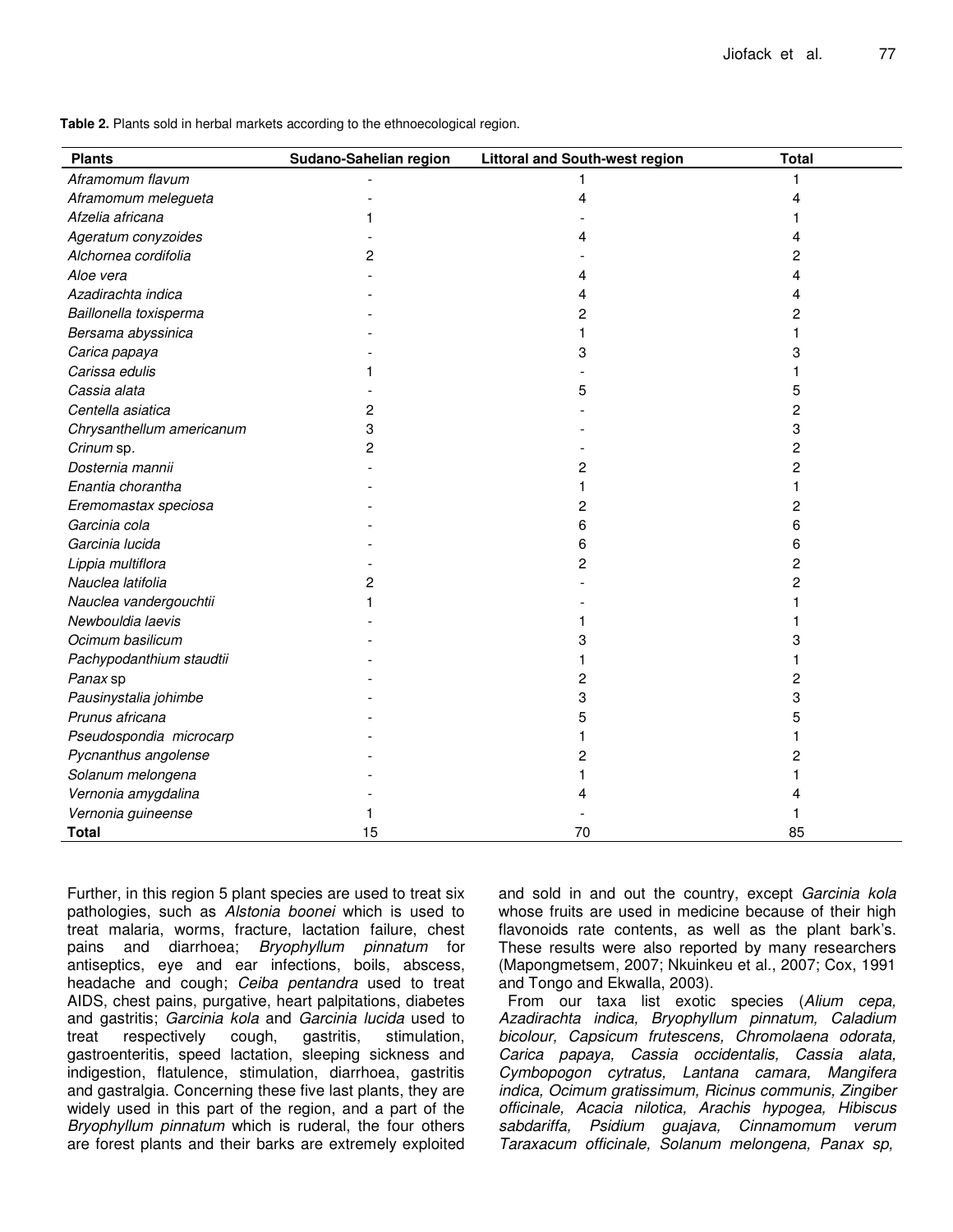**Table 2.** Plants sold in herbal markets according to the ethnoecological region.

| Plants | Sudano-Sahelian region | Littoral and South-west region | Total |
|---|---|---|---|
| *Aframomum flavum* | - | 1 | 1 |
| *Aframomum melegueta* | - | 4 | 4 |
| *Afzelia africana* | 1 | - | 1 |
| *Ageratum conyzoides* | - | 4 | 4 |
| *Alchornea cordifolia* | 2 | - | 2 |
| *Aloe vera* | - | 4 | 4 |
| *Azadirachta indica* | - | 4 | 4 |
| *Baillonella toxisperma* | - | 2 | 2 |
| *Bersama abyssinica* | - | 1 | 1 |
| *Carica papaya* | - | 3 | 3 |
| *Carissa edulis* | 1 | - | 1 |
| *Cassia alata* | - | 5 | 5 |
| *Centella asiatica* | 2 | - | 2 |
| *Chrysanthellum americanum* | 3 | - | 3 |
| *Crinum* sp. | 2 | - | 2 |
| *Dosternia mannii* | - | 2 | 2 |
| *Enantia chorantha* | - | 1 | 1 |
| *Eremomastax speciosa* | - | 2 | 2 |
| *Garcinia cola* | - | 6 | 6 |
| *Garcinia lucida* | - | 6 | 6 |
| *Lippia multiflora* | - | 2 | 2 |
| *Nauclea latifolia* | 2 | - | 2 |
| *Nauclea vandergouchtii* | 1 | - | 1 |
| *Newbouldia laevis* | - | 1 | 1 |
| *Ocimum basilicum* | - | 3 | 3 |
| *Pachypodanthium staudtii* | - | 1 | 1 |
| *Panax* sp | - | 2 | 2 |
| *Pausinystalia johimbe* | - | 3 | 3 |
| *Prunus africana* | - | 5 | 5 |
| *Pseudospondia microcarp* | - | 1 | 1 |
| *Pycnanthus angolense* | - | 2 | 2 |
| *Solanum melongena* | - | 1 | 1 |
| *Vernonia amygdalina* | - | 4 | 4 |
| *Vernonia guineense* | 1 | - | 1 |
| **Total** | 15 | 70 | 85 |

Further, in this region 5 plant species are used to treat six pathologies, such as *Alstonia boonei* which is used to treat malaria, worms, fracture, lactation failure, chest pains and diarrhoea; *Bryophyllum pinnatum* for antiseptics, eye and ear infections, boils, abscess, headache and cough; *Ceiba pentandra* used to treat AIDS, chest pains, purgative, heart palpitations, diabetes and gastritis; *Garcinia kola* and *Garcinia lucida* used to treat respectively cough, gastritis, stimulation, gastroenteritis, speed lactation, sleeping sickness and indigestion, flatulence, stimulation, diarrhoea, gastritis and gastralgia. Concerning these five last plants, they are widely used in this part of the region, and a part of the *Bryophyllum pinnatum* which is ruderal, the four others are forest plants and their barks are extremely exploited and sold in and out the country, except *Garcinia kola* whose fruits are used in medicine because of their high flavonoids rate contents, as well as the plant bark's. These results were also reported by many researchers (Mapongmetsem, 2007; Nkuinkeu et al., 2007; Cox, 1991 and Tongo and Ekwalla, 2003).

From our taxa list exotic species (*Alium cepa, Azadirachta indica, Bryophyllum pinnatum, Caladium bicolour, Capsicum frutescens, Chromolaena odorata, Carica papaya, Cassia occidentalis, Cassia alata, Cymbopogon cytratus, Lantana camara, Mangifera indica, Ocimum gratissimum, Ricinus communis, Zingiber officinale, Acacia nilotica, Arachis hypogea, Hibiscus sabdariffa, Psidium guajava, Cinnamomum verum Taraxacum officinale, Solanum melongena, Panax sp,*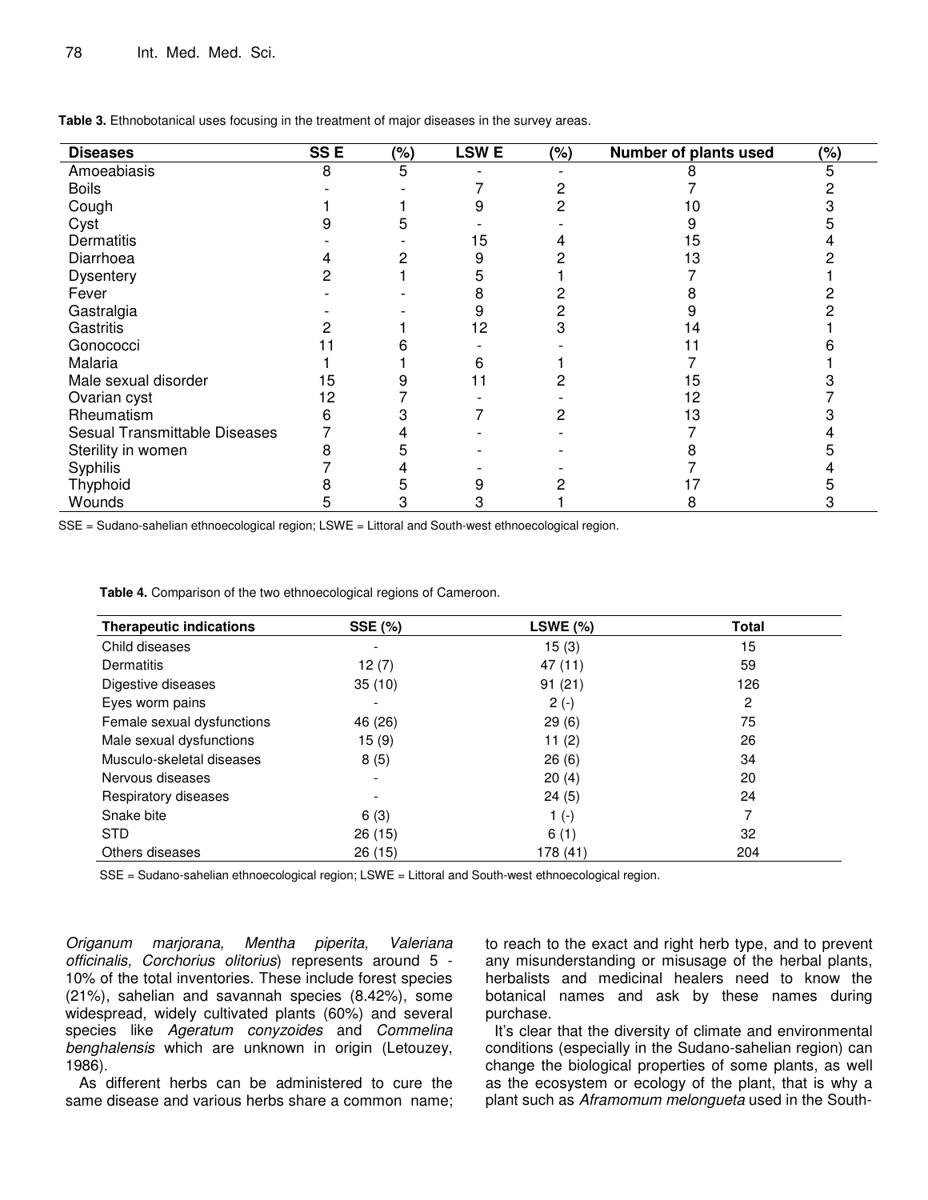**Table 3.** Ethnobotanical uses focusing in the treatment of major diseases in the survey areas.

| Diseases | SS E | (%) | LSW E | (%) | Number of plants used | (%) |
|---|---|---|---|---|---|---|
| Amoeabiasis | 8 | 5 | - | - | 8 | 5 |
| Boils | - | - | 7 | 2 | 7 | 2 |
| Cough | 1 | 1 | 9 | 2 | 10 | 3 |
| Cyst | 9 | 5 | - | - | 9 | 5 |
| Dermatitis | - | - | 15 | 4 | 15 | 4 |
| Diarrhoea | 4 | 2 | 9 | 2 | 13 | 2 |
| Dysentery | 2 | 1 | 5 | 1 | 7 | 1 |
| Fever | - | - | 8 | 2 | 8 | 2 |
| Gastralgia | - | - | 9 | 2 | 9 | 2 |
| Gastritis | 2 | 1 | 12 | 3 | 14 | 1 |
| Gonococci | 11 | 6 | - | - | 11 | 6 |
| Malaria | 1 | 1 | 6 | 1 | 7 | 1 |
| Male sexual disorder | 15 | 9 | 11 | 2 | 15 | 3 |
| Ovarian cyst | 12 | 7 | - | - | 12 | 7 |
| Rheumatism | 6 | 3 | 7 | 2 | 13 | 3 |
| Sesual Transmittable Diseases | 7 | 4 | - | - | 7 | 4 |
| Sterility in women | 8 | 5 | - | - | 8 | 5 |
| Syphilis | 7 | 4 | - | - | 7 | 4 |
| Thyphoid | 8 | 5 | 9 | 2 | 17 | 5 |
| Wounds | 5 | 3 | 3 | 1 | 8 | 3 |

SSE = Sudano-sahelian ethnoecological region; LSWE = Littoral and South-west ethnoecological region.

**Table 4.** Comparison of the two ethnoecological regions of Cameroon.

| Therapeutic indications | SSE (%) | LSWE (%) | Total |
|---|---|---|---|
| Child diseases | - | 15 (3) | 15 |
| Dermatitis | 12 (7) | 47 (11) | 59 |
| Digestive diseases | 35 (10) | 91 (21) | 126 |
| Eyes worm pains | - | 2 (-) | 2 |
| Female sexual dysfunctions | 46 (26) | 29 (6) | 75 |
| Male sexual dysfunctions | 15 (9) | 11 (2) | 26 |
| Musculo-skeletal diseases | 8 (5) | 26 (6) | 34 |
| Nervous diseases | - | 20 (4) | 20 |
| Respiratory diseases | - | 24 (5) | 24 |
| Snake bite | 6 (3) | 1 (-) | 7 |
| STD | 26 (15) | 6 (1) | 32 |
| Others diseases | 26 (15) | 178 (41) | 204 |

SSE = Sudano-sahelian ethnoecological region; LSWE = Littoral and South-west ethnoecological region.

*Origanum marjorana, Mentha piperita, Valeriana officinalis, Corchorius olitorius*) represents around 5 - 10% of the total inventories. These include forest species (21%), sahelian and savannah species (8.42%), some widespread, widely cultivated plants (60%) and several species like *Ageratum conyzoides* and *Commelina benghalensis* which are unknown in origin (Letouzey, 1986).

As different herbs can be administered to cure the same disease and various herbs share a common name; to reach to the exact and right herb type, and to prevent any misunderstanding or misusage of the herbal plants, herbalists and medicinal healers need to know the botanical names and ask by these names during purchase.

It's clear that the diversity of climate and environmental conditions (especially in the Sudano-sahelian region) can change the biological properties of some plants, as well as the ecosystem or ecology of the plant, that is why a plant such as *Aframomum melongueta* used in the South-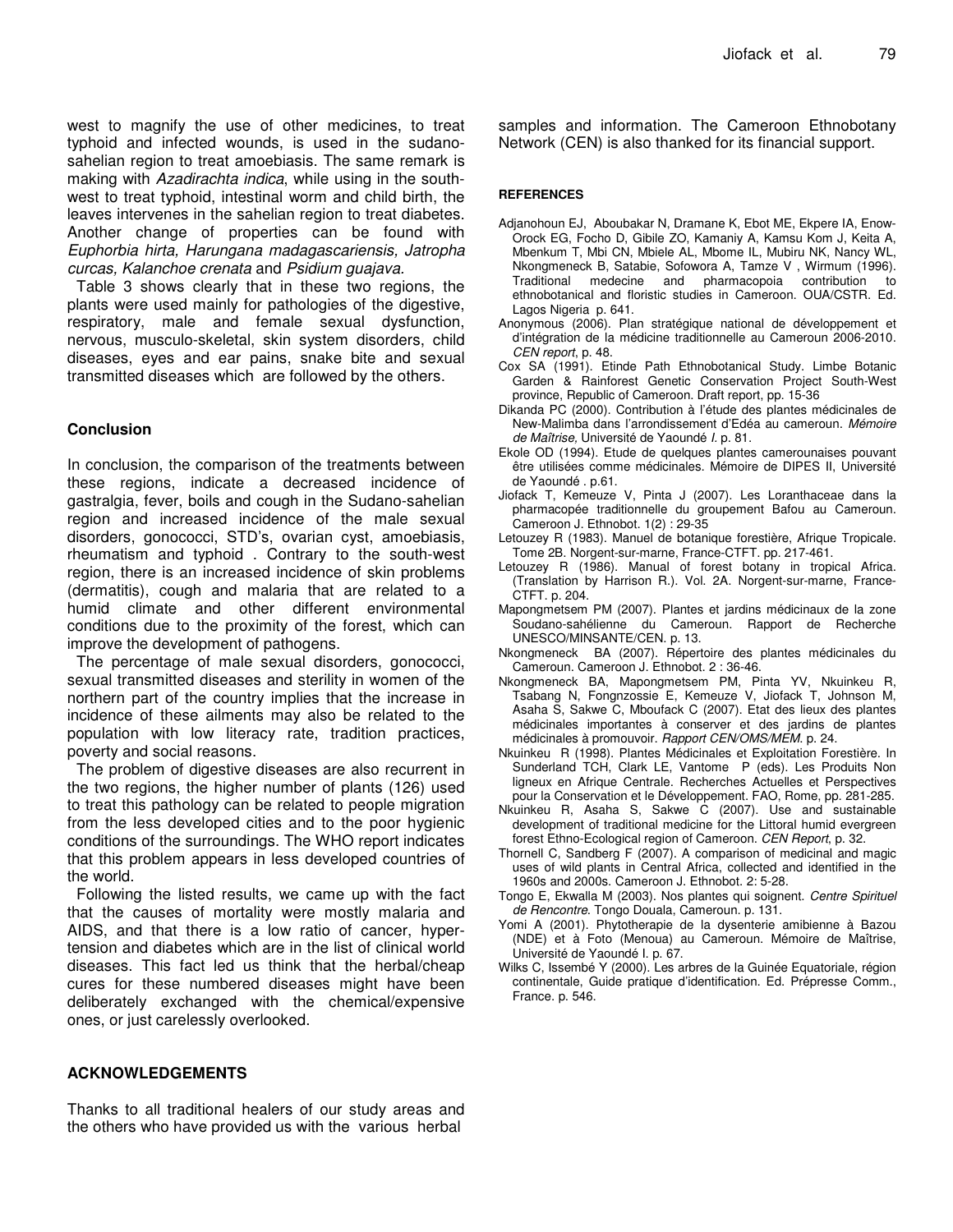west to magnify the use of other medicines, to treat typhoid and infected wounds, is used in the sudano-sahelian region to treat amoebiasis. The same remark is making with *Azadirachta indica*, while using in the south-west to treat typhoid, intestinal worm and child birth, the leaves intervenes in the sahelian region to treat diabetes. Another change of properties can be found with *Euphorbia hirta, Harungana madagascariensis, Jatropha curcas, Kalanchoe crenata* and *Psidium guajava.*

Table 3 shows clearly that in these two regions, the plants were used mainly for pathologies of the digestive, respiratory, male and female sexual dysfunction, nervous, musculo-skeletal, skin system disorders, child diseases, eyes and ear pains, snake bite and sexual transmitted diseases which are followed by the others.

## Conclusion

In conclusion, the comparison of the treatments between these regions, indicate a decreased incidence of gastralgia, fever, boils and cough in the Sudano-sahelian region and increased incidence of the male sexual disorders, gonococci, STD's, ovarian cyst, amoebiasis, rheumatism and typhoid . Contrary to the south-west region, there is an increased incidence of skin problems (dermatitis), cough and malaria that are related to a humid climate and other different environmental conditions due to the proximity of the forest, which can improve the development of pathogens.

The percentage of male sexual disorders, gonococci, sexual transmitted diseases and sterility in women of the northern part of the country implies that the increase in incidence of these ailments may also be related to the population with low literacy rate, tradition practices, poverty and social reasons.

The problem of digestive diseases are also recurrent in the two regions, the higher number of plants (126) used to treat this pathology can be related to people migration from the less developed cities and to the poor hygienic conditions of the surroundings. The WHO report indicates that this problem appears in less developed countries of the world.

Following the listed results, we came up with the fact that the causes of mortality were mostly malaria and AIDS, and that there is a low ratio of cancer, hyper-tension and diabetes which are in the list of clinical world diseases. This fact led us think that the herbal/cheap cures for these numbered diseases might have been deliberately exchanged with the chemical/expensive ones, or just carelessly overlooked.

## ACKNOWLEDGEMENTS

Thanks to all traditional healers of our study areas and the others who have provided us with the various herbal samples and information. The Cameroon Ethnobotany Network (CEN) is also thanked for its financial support.

## REFERENCES

Adjanohoun EJ, Aboubakar N, Dramane K, Ebot ME, Ekpere IA, Enow-Orock EG, Focho D, Gibile ZO, Kamaniy A, Kamsu Kom J, Keita A, Mbenkum T, Mbi CN, Mbiele AL, Mbome IL, Mubiru NK, Nancy WL, Nkongmeneck B, Satabie, Sofowora A, Tamze V , Wirmum (1996). Traditional medecine and pharmacopoia contribution to ethnobotanical and floristic studies in Cameroon. OUA/CSTR. Ed. Lagos Nigeria p. 641.

Anonymous (2006). Plan stratégique national de développement et d'intégration de la médicine traditionnelle au Cameroun 2006-2010. *CEN report*, p. 48.

Cox SA (1991). Etinde Path Ethnobotanical Study. Limbe Botanic Garden & Rainforest Genetic Conservation Project South-West province, Republic of Cameroon. Draft report, pp. 15-36

Dikanda PC (2000). Contribution à l'étude des plantes médicinales de New-Malimba dans l'arrondissement d'Edéa au cameroun. *Mémoire de Maîtrise,* Université de Yaoundé *I*. p. 81.

Ekole OD (1994). Etude de quelques plantes camerounaises pouvant être utilisées comme médicinales. Mémoire de DIPES II, Université de Yaoundé . p.61.

Jiofack T, Kemeuze V, Pinta J (2007). Les Loranthaceae dans la pharmacopée traditionnelle du groupement Bafou au Cameroun. Cameroon J. Ethnobot. 1(2) : 29-35

Letouzey R (1983). Manuel de botanique forestière, Afrique Tropicale. Tome 2B. Norgent-sur-marne, France-CTFT. pp. 217-461.

Letouzey R (1986). Manual of forest botany in tropical Africa. (Translation by Harrison R.). Vol. 2A. Norgent-sur-marne, France-CTFT. p. 204.

Mapongmetsem PM (2007). Plantes et jardins médicinaux de la zone Soudano-sahélienne du Cameroun. Rapport de Recherche UNESCO/MINSANTE/CEN. p. 13.

Nkongmeneck BA (2007). Répertoire des plantes médicinales du Cameroun. Cameroon J. Ethnobot. 2 : 36-46.

Nkongmeneck BA, Mapongmetsem PM, Pinta YV, Nkuinkeu R, Tsabang N, Fongnzossie E, Kemeuze V, Jiofack T, Johnson M, Asaha S, Sakwe C, Mboufack C (2007). Etat des lieux des plantes médicinales importantes à conserver et des jardins de plantes médicinales à promouvoir. *Rapport CEN/OMS/MEM*. p. 24.

Nkuinkeu R (1998). Plantes Médicinales et Exploitation Forestière. In Sunderland TCH, Clark LE, Vantome P (eds). Les Produits Non ligneux en Afrique Centrale. Recherches Actuelles et Perspectives pour la Conservation et le Développement. FAO, Rome, pp. 281-285.

Nkuinkeu R, Asaha S, Sakwe C (2007). Use and sustainable development of traditional medicine for the Littoral humid evergreen forest Ethno-Ecological region of Cameroon. *CEN Report*, p. 32.

Thornell C, Sandberg F (2007). A comparison of medicinal and magic uses of wild plants in Central Africa, collected and identified in the 1960s and 2000s. Cameroon J. Ethnobot. 2: 5-28.

Tongo E, Ekwalla M (2003). Nos plantes qui soignent. *Centre Spirituel de Rencontre*. Tongo Douala, Cameroun. p. 131.

Yomi A (2001). Phytotherapie de la dysenterie amibienne à Bazou (NDE) et à Foto (Menoua) au Cameroun. Mémoire de Maîtrise, Université de Yaoundé I. p. 67.

Wilks C, Issembé Y (2000). Les arbres de la Guinée Equatoriale, région continentale, Guide pratique d'identification. Ed. Prépresse Comm., France. p. 546.